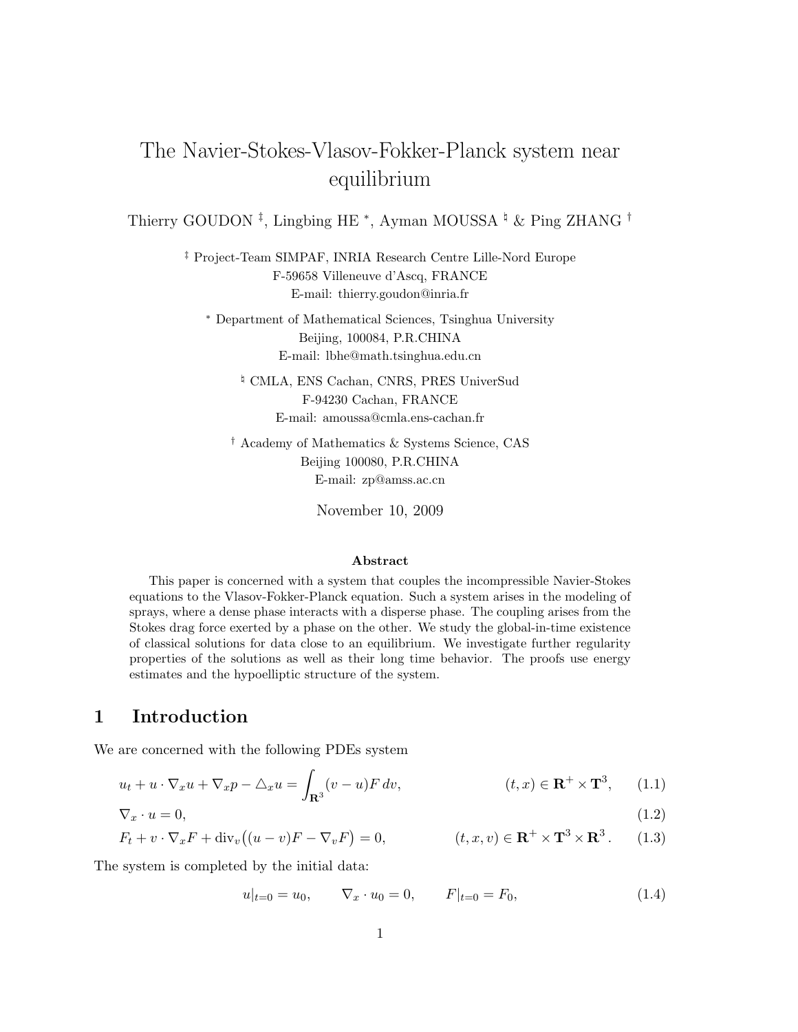# The Navier-Stokes-Vlasov-Fokker-Planck system near equilibrium

Thierry GOUDON [‡], Lingbing HE [*], Ayman MOUSSA [♮] & Ping ZHANG [†]

[‡] Project-Team SIMPAF, INRIA Research Centre Lille-Nord Europe
F-59658 Villeneuve d'Ascq, FRANCE
E-mail: thierry.goudon@inria.fr

[*] Department of Mathematical Sciences, Tsinghua University
Beijing, 100084, P.R.CHINA
E-mail: lbhe@math.tsinghua.edu.cn

[♮] CMLA, ENS Cachan, CNRS, PRES UniverSud
F-94230 Cachan, FRANCE
E-mail: amoussa@cmla.ens-cachan.fr

[†] Academy of Mathematics & Systems Science, CAS
Beijing 100080, P.R.CHINA
E-mail: zp@amss.ac.cn

November 10, 2009

**Abstract**

This paper is concerned with a system that couples the incompressible Navier-Stokes equations to the Vlasov-Fokker-Planck equation. Such a system arises in the modeling of sprays, where a dense phase interacts with a disperse phase. The coupling arises from the Stokes drag force exerted by a phase on the other. We study the global-in-time existence of classical solutions for data close to an equilibrium. We investigate further regularity properties of the solutions as well as their long time behavior. The proofs use energy estimates and the hypoelliptic structure of the system.

## 1 Introduction

We are concerned with the following PDEs system

$$u_t + u \cdot \nabla_x u + \nabla_x p - \triangle_x u = \int_{\mathbf{R}^3} (v-u) F \, dv, \qquad (t,x) \in \mathbf{R}^+ \times \mathbf{T}^3, \tag{1.1}$$

$$\nabla_x \cdot u = 0, \tag{1.2}$$

$$F_t + v \cdot \nabla_x F + \mathrm{div}_v\big((u-v)F - \nabla_v F\big) = 0, \qquad (t,x,v) \in \mathbf{R}^+ \times \mathbf{T}^3 \times \mathbf{R}^3. \tag{1.3}$$

The system is completed by the initial data:

$$u|_{t=0} = u_0, \qquad \nabla_x \cdot u_0 = 0, \qquad F|_{t=0} = F_0, \tag{1.4}$$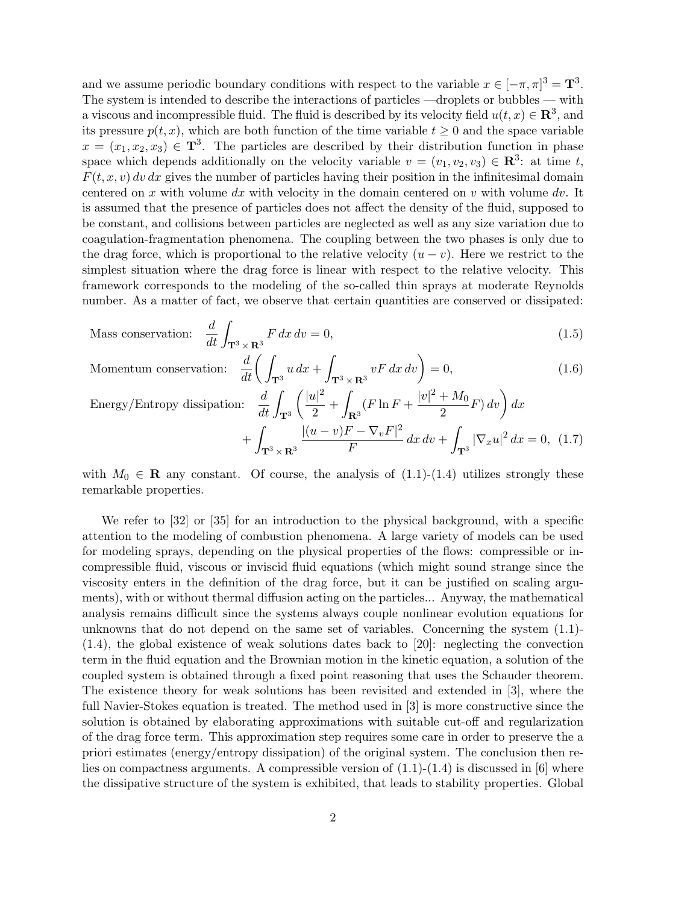and we assume periodic boundary conditions with respect to the variable $x \in [-\pi, \pi]^3 = \mathbf{T}^3$. The system is intended to describe the interactions of particles —droplets or bubbles — with a viscous and incompressible fluid. The fluid is described by its velocity field $u(t,x) \in \mathbf{R}^3$, and its pressure $p(t,x)$, which are both function of the time variable $t \geq 0$ and the space variable $x = (x_1, x_2, x_3) \in \mathbf{T}^3$. The particles are described by their distribution function in phase space which depends additionally on the velocity variable $v = (v_1, v_2, v_3) \in \mathbf{R}^3$: at time $t$, $F(t,x,v)\,dv\,dx$ gives the number of particles having their position in the infinitesimal domain centered on $x$ with volume $dx$ with velocity in the domain centered on $v$ with volume $dv$. It is assumed that the presence of particles does not affect the density of the fluid, supposed to be constant, and collisions between particles are neglected as well as any size variation due to coagulation-fragmentation phenomena. The coupling between the two phases is only due to the drag force, which is proportional to the relative velocity $(u - v)$. Here we restrict to the simplest situation where the drag force is linear with respect to the relative velocity. This framework corresponds to the modeling of the so-called thin sprays at moderate Reynolds number. As a matter of fact, we observe that certain quantities are conserved or dissipated:

$$\text{Mass conservation:} \quad \frac{d}{dt}\int_{\mathbf{T}^3\times\mathbf{R}^3} F\,dx\,dv = 0, \tag{1.5}$$

$$\text{Momentum conservation:} \quad \frac{d}{dt}\Big(\int_{\mathbf{T}^3} u\,dx + \int_{\mathbf{T}^3\times\mathbf{R}^3} vF\,dx\,dv\Big) = 0, \tag{1.6}$$

$$\begin{aligned}\text{Energy/Entropy dissipation:} \quad &\frac{d}{dt}\int_{\mathbf{T}^3}\Big(\frac{|u|^2}{2} + \int_{\mathbf{R}^3}(F\ln F + \frac{|v|^2 + M_0}{2}F)\,dv\Big)\,dx \\ &+ \int_{\mathbf{T}^3\times\mathbf{R}^3}\frac{|(u-v)F - \nabla_v F|^2}{F}\,dx\,dv + \int_{\mathbf{T}^3}|\nabla_x u|^2\,dx = 0,\end{aligned} \tag{1.7}$$

with $M_0 \in \mathbf{R}$ any constant. Of course, the analysis of (1.1)-(1.4) utilizes strongly these remarkable properties.

We refer to [32] or [35] for an introduction to the physical background, with a specific attention to the modeling of combustion phenomena. A large variety of models can be used for modeling sprays, depending on the physical properties of the flows: compressible or incompressible fluid, viscous or inviscid fluid equations (which might sound strange since the viscosity enters in the definition of the drag force, but it can be justified on scaling arguments), with or without thermal diffusion acting on the particles... Anyway, the mathematical analysis remains difficult since the systems always couple nonlinear evolution equations for unknowns that do not depend on the same set of variables. Concerning the system (1.1)-(1.4), the global existence of weak solutions dates back to [20]: neglecting the convection term in the fluid equation and the Brownian motion in the kinetic equation, a solution of the coupled system is obtained through a fixed point reasoning that uses the Schauder theorem. The existence theory for weak solutions has been revisited and extended in [3], where the full Navier-Stokes equation is treated. The method used in [3] is more constructive since the solution is obtained by elaborating approximations with suitable cut-off and regularization of the drag force term. This approximation step requires some care in order to preserve the a priori estimates (energy/entropy dissipation) of the original system. The conclusion then relies on compactness arguments. A compressible version of (1.1)-(1.4) is discussed in [6] where the dissipative structure of the system is exhibited, that leads to stability properties. Global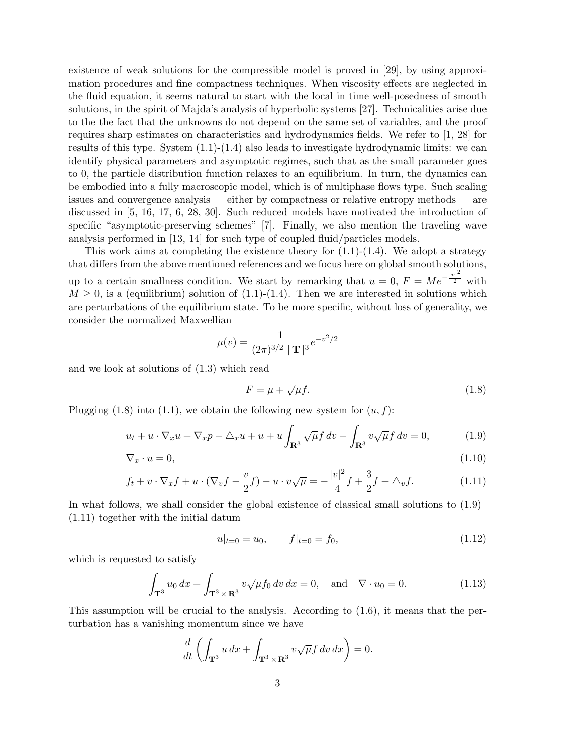existence of weak solutions for the compressible model is proved in [29], by using approximation procedures and fine compactness techniques. When viscosity effects are neglected in the fluid equation, it seems natural to start with the local in time well-posedness of smooth solutions, in the spirit of Majda's analysis of hyperbolic systems [27]. Technicalities arise due to the the fact that the unknowns do not depend on the same set of variables, and the proof requires sharp estimates on characteristics and hydrodynamics fields. We refer to [1, 28] for results of this type. System (1.1)-(1.4) also leads to investigate hydrodynamic limits: we can identify physical parameters and asymptotic regimes, such that as the small parameter goes to 0, the particle distribution function relaxes to an equilibrium. In turn, the dynamics can be embodied into a fully macroscopic model, which is of multiphase flows type. Such scaling issues and convergence analysis — either by compactness or relative entropy methods — are discussed in [5, 16, 17, 6, 28, 30]. Such reduced models have motivated the introduction of specific "asymptotic-preserving schemes" [7]. Finally, we also mention the traveling wave analysis performed in [13, 14] for such type of coupled fluid/particles models.

This work aims at completing the existence theory for (1.1)-(1.4). We adopt a strategy that differs from the above mentioned references and we focus here on global smooth solutions, up to a certain smallness condition. We start by remarking that $u = 0$, $F = Me^{-\frac{|v|^2}{2}}$ with $M \geq 0$, is a (equilibrium) solution of (1.1)-(1.4). Then we are interested in solutions which are perturbations of the equilibrium state. To be more specific, without loss of generality, we consider the normalized Maxwellian

$$\mu(v) = \frac{1}{(2\pi)^{3/2} \mid \mathbf{T} \mid^3} e^{-v^2/2}$$

and we look at solutions of (1.3) which read

$$F = \mu + \sqrt{\mu} f. \tag{1.8}$$

Plugging (1.8) into (1.1), we obtain the following new system for $(u, f)$:

$$u_t + u \cdot \nabla_x u + \nabla_x p - \triangle_x u + u + u \int_{\mathbf{R}^3} \sqrt{\mu} f \, dv - \int_{\mathbf{R}^3} v \sqrt{\mu} f \, dv = 0, \tag{1.9}$$

$$\nabla_x \cdot u = 0, \tag{1.10}$$

$$f_t + v \cdot \nabla_x f + u \cdot (\nabla_v f - \frac{v}{2} f) - u \cdot v \sqrt{\mu} = -\frac{|v|^2}{4} f + \frac{3}{2} f + \triangle_v f. \tag{1.11}$$

In what follows, we shall consider the global existence of classical small solutions to (1.9)–(1.11) together with the initial datum

$$u|_{t=0} = u_0, \qquad f|_{t=0} = f_0, \tag{1.12}$$

which is requested to satisfy

$$\int_{\mathbf{T}^3} u_0 \, dx + \int_{\mathbf{T}^3 \times \mathbf{R}^3} v \sqrt{\mu} f_0 \, dv \, dx = 0, \quad \text{and} \quad \nabla \cdot u_0 = 0. \tag{1.13}$$

This assumption will be crucial to the analysis. According to (1.6), it means that the perturbation has a vanishing momentum since we have

$$\frac{d}{dt} \left( \int_{\mathbf{T}^3} u \, dx + \int_{\mathbf{T}^3 \times \mathbf{R}^3} v \sqrt{\mu} f \, dv \, dx \right) = 0.$$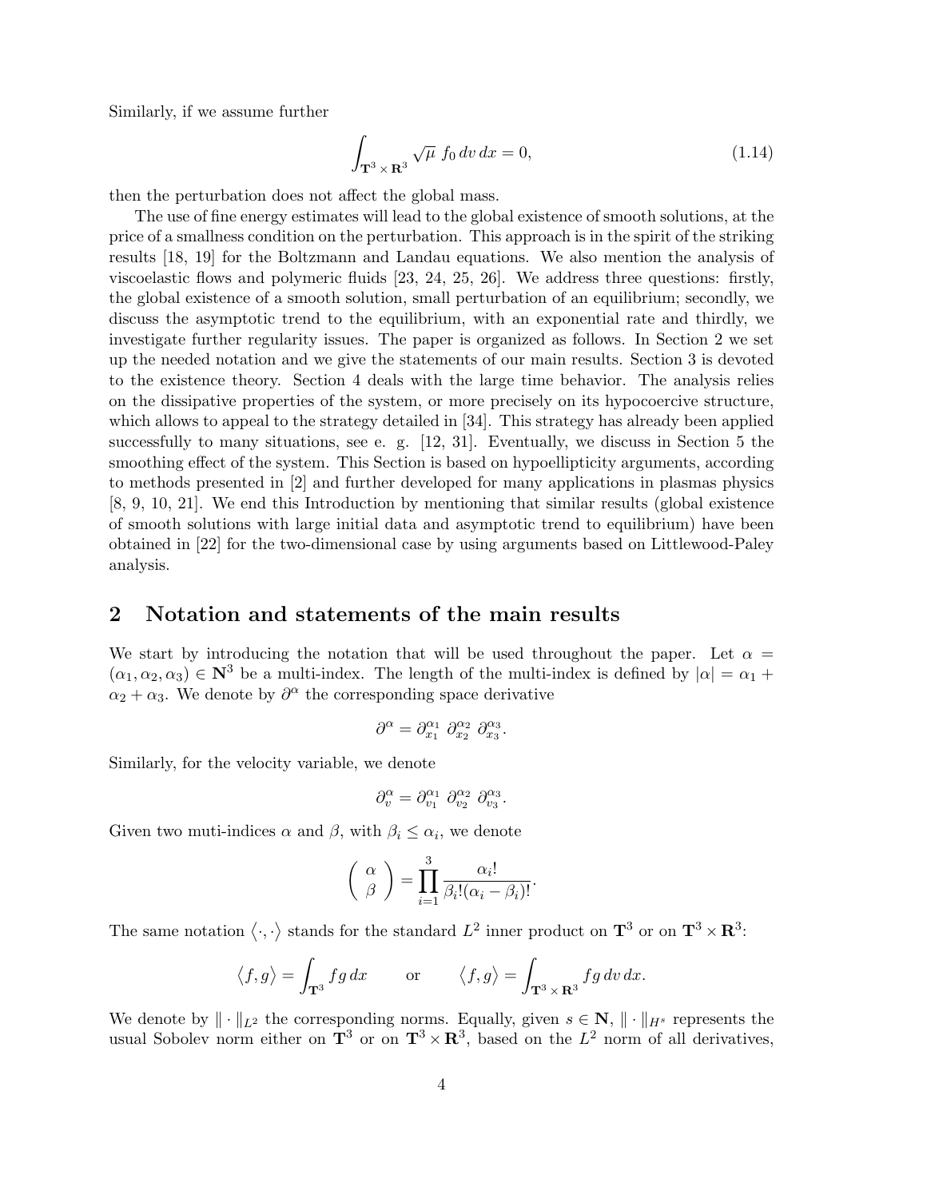Similarly, if we assume further

$$\int_{\mathbf{T}^3 \times \mathbf{R}^3} \sqrt{\mu}\; f_0 \, dv \, dx = 0, \tag{1.14}$$

then the perturbation does not affect the global mass.

The use of fine energy estimates will lead to the global existence of smooth solutions, at the price of a smallness condition on the perturbation. This approach is in the spirit of the striking results [18, 19] for the Boltzmann and Landau equations. We also mention the analysis of viscoelastic flows and polymeric fluids [23, 24, 25, 26]. We address three questions: firstly, the global existence of a smooth solution, small perturbation of an equilibrium; secondly, we discuss the asymptotic trend to the equilibrium, with an exponential rate and thirdly, we investigate further regularity issues. The paper is organized as follows. In Section 2 we set up the needed notation and we give the statements of our main results. Section 3 is devoted to the existence theory. Section 4 deals with the large time behavior. The analysis relies on the dissipative properties of the system, or more precisely on its hypocoercive structure, which allows to appeal to the strategy detailed in [34]. This strategy has already been applied successfully to many situations, see e. g. [12, 31]. Eventually, we discuss in Section 5 the smoothing effect of the system. This Section is based on hypoellipticity arguments, according to methods presented in [2] and further developed for many applications in plasmas physics [8, 9, 10, 21]. We end this Introduction by mentioning that similar results (global existence of smooth solutions with large initial data and asymptotic trend to equilibrium) have been obtained in [22] for the two-dimensional case by using arguments based on Littlewood-Paley analysis.

## 2 Notation and statements of the main results

We start by introducing the notation that will be used throughout the paper. Let $\alpha = (\alpha_1, \alpha_2, \alpha_3) \in \mathbf{N}^3$ be a multi-index. The length of the multi-index is defined by $|\alpha| = \alpha_1 + \alpha_2 + \alpha_3$. We denote by $\partial^\alpha$ the corresponding space derivative

$$\partial^\alpha = \partial_{x_1}^{\alpha_1}\; \partial_{x_2}^{\alpha_2}\; \partial_{x_3}^{\alpha_3}.$$

Similarly, for the velocity variable, we denote

$$\partial_v^\alpha = \partial_{v_1}^{\alpha_1}\; \partial_{v_2}^{\alpha_2}\; \partial_{v_3}^{\alpha_3}.$$

Given two muti-indices $\alpha$ and $\beta$, with $\beta_i \leq \alpha_i$, we denote

$$\begin{pmatrix} \alpha \\ \beta \end{pmatrix} = \prod_{i=1}^{3} \frac{\alpha_i!}{\beta_i!(\alpha_i - \beta_i)!}.$$

The same notation $\langle \cdot, \cdot \rangle$ stands for the standard $L^2$ inner product on $\mathbf{T}^3$ or on $\mathbf{T}^3 \times \mathbf{R}^3$:

$$\langle f, g \rangle = \int_{\mathbf{T}^3} fg \, dx \qquad \text{or} \qquad \langle f, g \rangle = \int_{\mathbf{T}^3 \times \mathbf{R}^3} fg \, dv \, dx.$$

We denote by $\| \cdot \|_{L^2}$ the corresponding norms. Equally, given $s \in \mathbf{N}$, $\| \cdot \|_{H^s}$ represents the usual Sobolev norm either on $\mathbf{T}^3$ or on $\mathbf{T}^3 \times \mathbf{R}^3$, based on the $L^2$ norm of all derivatives,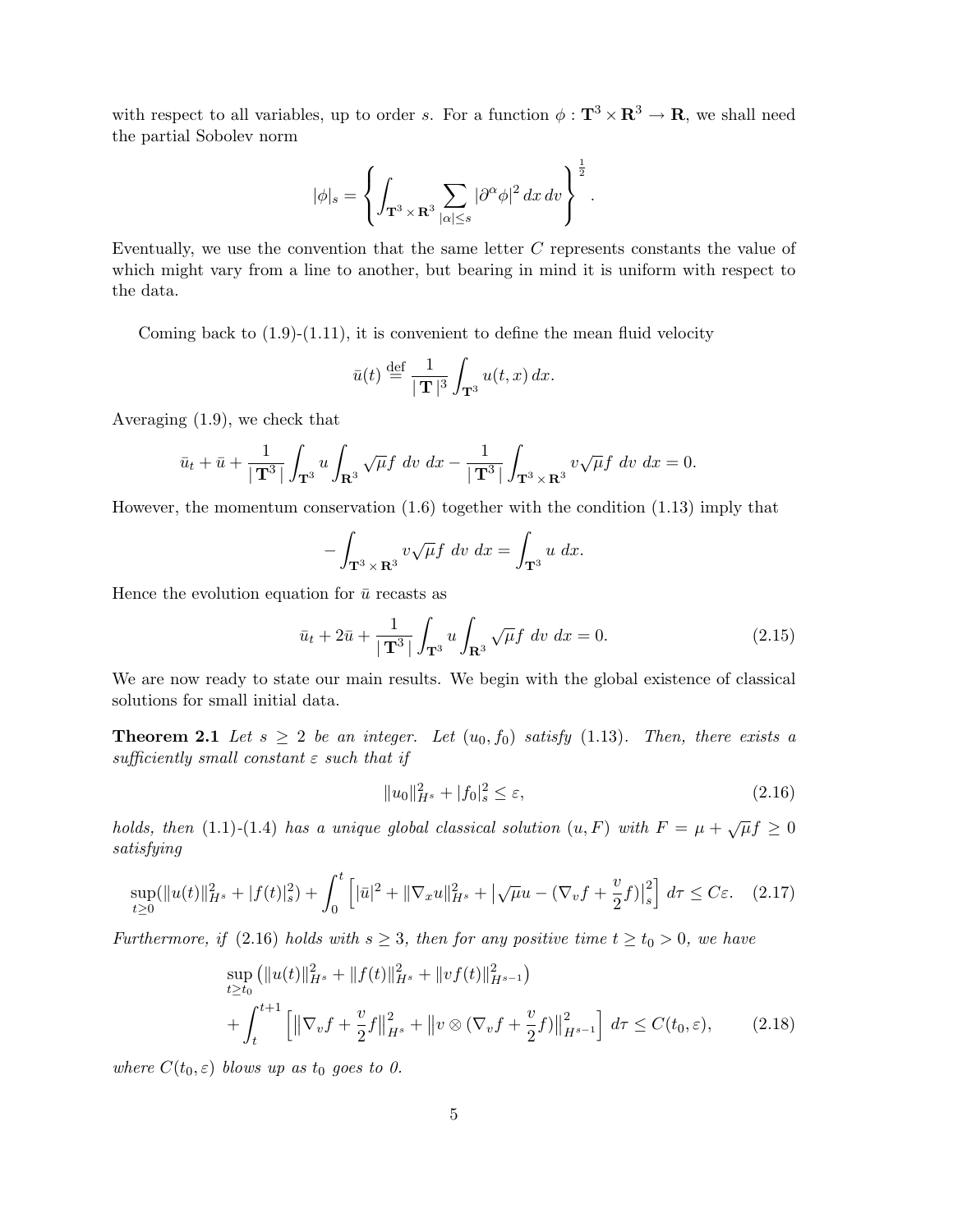with respect to all variables, up to order $s$. For a function $\phi : \mathbf{T}^3 \times \mathbf{R}^3 \to \mathbf{R}$, we shall need the partial Sobolev norm

$$|\phi|_s = \left\{ \int_{\mathbf{T}^3 \times \mathbf{R}^3} \sum_{|\alpha| \le s} |\partial^\alpha \phi|^2 \, dx \, dv \right\}^{\frac{1}{2}}.$$

Eventually, we use the convention that the same letter $C$ represents constants the value of which might vary from a line to another, but bearing in mind it is uniform with respect to the data.

Coming back to (1.9)-(1.11), it is convenient to define the mean fluid velocity

$$\bar{u}(t) \stackrel{\text{def}}{=} \frac{1}{|\mathbf{T}|^3} \int_{\mathbf{T}^3} u(t,x) \, dx.$$

Averaging (1.9), we check that

$$\bar{u}_t + \bar{u} + \frac{1}{|\mathbf{T}^3|} \int_{\mathbf{T}^3} u \int_{\mathbf{R}^3} \sqrt{\mu} f \; dv \; dx - \frac{1}{|\mathbf{T}^3|} \int_{\mathbf{T}^3 \times \mathbf{R}^3} v \sqrt{\mu} f \; dv \; dx = 0.$$

However, the momentum conservation (1.6) together with the condition (1.13) imply that

$$-\int_{\mathbf{T}^3 \times \mathbf{R}^3} v \sqrt{\mu} f \; dv \; dx = \int_{\mathbf{T}^3} u \; dx.$$

Hence the evolution equation for $\bar{u}$ recasts as

$$\bar{u}_t + 2\bar{u} + \frac{1}{|\mathbf{T}^3|} \int_{\mathbf{T}^3} u \int_{\mathbf{R}^3} \sqrt{\mu} f \; dv \; dx = 0. \tag{2.15}$$

We are now ready to state our main results. We begin with the global existence of classical solutions for small initial data.

**Theorem 2.1** *Let $s \ge 2$ be an integer. Let $(u_0, f_0)$ satisfy (1.13). Then, there exists a sufficiently small constant $\varepsilon$ such that if*

$$\|u_0\|_{H^s}^2 + |f_0|_s^2 \le \varepsilon, \tag{2.16}$$

*holds, then (1.1)-(1.4) has a unique global classical solution $(u, F)$ with $F = \mu + \sqrt{\mu} f \ge 0$ satisfying*

$$\sup_{t \ge 0} (\|u(t)\|_{H^s}^2 + |f(t)|_s^2) + \int_0^t \left[ |\bar{u}|^2 + \|\nabla_x u\|_{H^s}^2 + \left|\sqrt{\mu} u - (\nabla_v f + \frac{v}{2} f)\right|_s^2 \right] d\tau \le C\varepsilon. \tag{2.17}$$

*Furthermore, if (2.16) holds with $s \ge 3$, then for any positive time $t \ge t_0 > 0$, we have*

$$\begin{aligned} &\sup_{t \ge t_0} \left( \|u(t)\|_{H^s}^2 + \|f(t)\|_{H^s}^2 + \|v f(t)\|_{H^{s-1}}^2 \right) \\ &+ \int_t^{t+1} \left[ \left\|\nabla_v f + \frac{v}{2} f\right\|_{H^s}^2 + \left\|v \otimes (\nabla_v f + \frac{v}{2} f)\right\|_{H^{s-1}}^2 \right] d\tau \le C(t_0, \varepsilon), \end{aligned} \tag{2.18}$$

*where $C(t_0, \varepsilon)$ blows up as $t_0$ goes to 0.*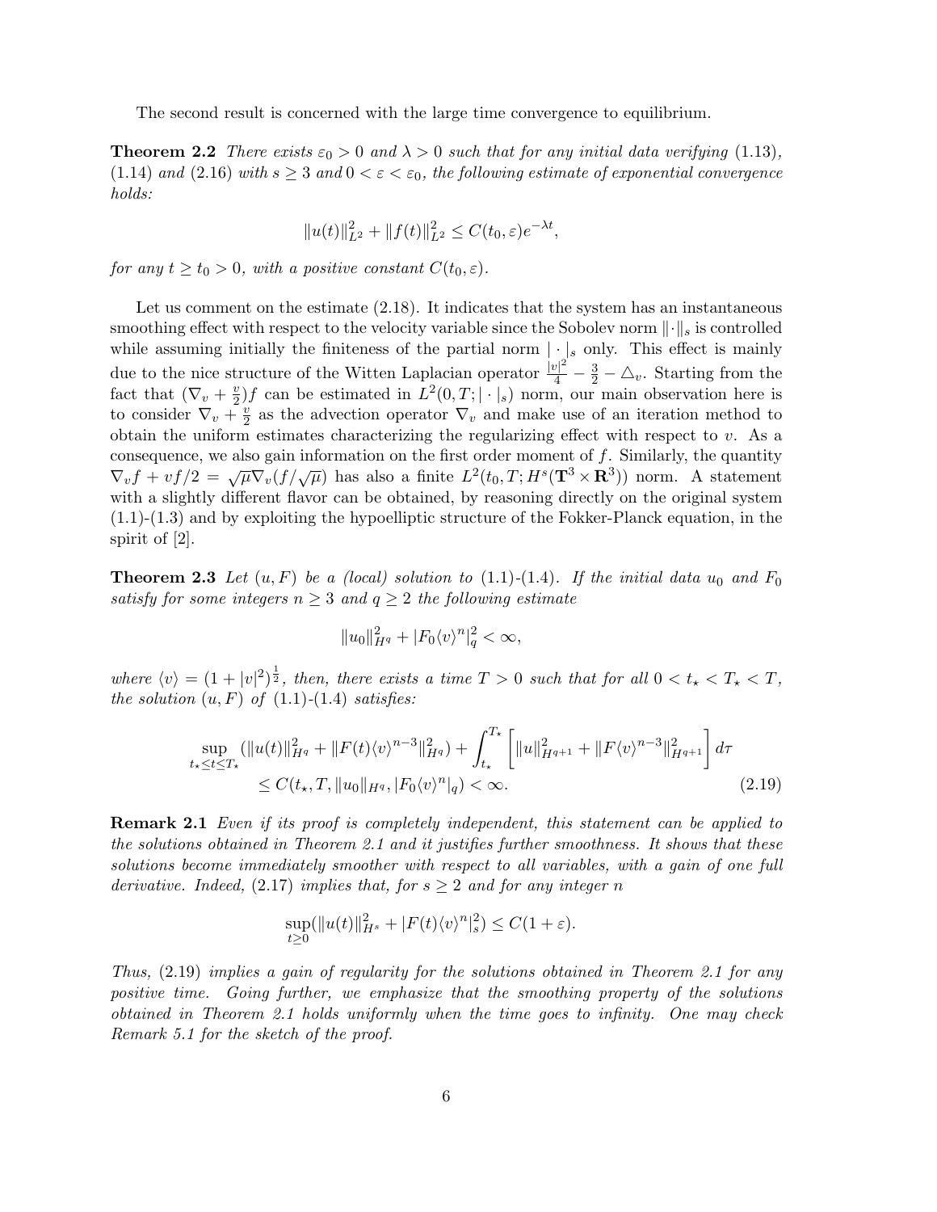The second result is concerned with the large time convergence to equilibrium.

**Theorem 2.2** *There exists $\varepsilon_0 > 0$ and $\lambda > 0$ such that for any initial data verifying (1.13), (1.14) and (2.16) with $s \geq 3$ and $0 < \varepsilon < \varepsilon_0$, the following estimate of exponential convergence holds:*

$$\|u(t)\|_{L^2}^2 + \|f(t)\|_{L^2}^2 \leq C(t_0, \varepsilon) e^{-\lambda t},$$

*for any $t \geq t_0 > 0$, with a positive constant $C(t_0, \varepsilon)$.*

Let us comment on the estimate (2.18). It indicates that the system has an instantaneous smoothing effect with respect to the velocity variable since the Sobolev norm $\|\cdot\|_s$ is controlled while assuming initially the finiteness of the partial norm $|\cdot|_s$ only. This effect is mainly due to the nice structure of the Witten Laplacian operator $\frac{|v|^2}{4} - \frac{3}{2} - \triangle_v$. Starting from the fact that $(\nabla_v + \frac{v}{2})f$ can be estimated in $L^2(0, T; |\cdot|_s)$ norm, our main observation here is to consider $\nabla_v + \frac{v}{2}$ as the advection operator $\nabla_v$ and make use of an iteration method to obtain the uniform estimates characterizing the regularizing effect with respect to $v$. As a consequence, we also gain information on the first order moment of $f$. Similarly, the quantity $\nabla_v f + vf/2 = \sqrt{\mu}\nabla_v(f/\sqrt{\mu})$ has also a finite $L^2(t_0, T; H^s(\mathbf{T}^3 \times \mathbf{R}^3))$ norm. A statement with a slightly different flavor can be obtained, by reasoning directly on the original system (1.1)-(1.3) and by exploiting the hypoelliptic structure of the Fokker-Planck equation, in the spirit of [2].

**Theorem 2.3** *Let $(u, F)$ be a (local) solution to (1.1)-(1.4). If the initial data $u_0$ and $F_0$ satisfy for some integers $n \geq 3$ and $q \geq 2$ the following estimate*

$$\|u_0\|_{H^q}^2 + |F_0 \langle v \rangle^n|_q^2 < \infty,$$

*where $\langle v \rangle = (1 + |v|^2)^{\frac{1}{2}}$, then, there exists a time $T > 0$ such that for all $0 < t_\star < T_\star < T$, the solution $(u, F)$ of (1.1)-(1.4) satisfies:*

$$\begin{aligned} \sup_{t_\star \leq t \leq T_\star} (\|u(t)\|_{H^q}^2 + \|F(t)\langle v \rangle^{n-3}\|_{H^q}^2) + \int_{t_\star}^{T_\star} \left[ \|u\|_{H^{q+1}}^2 + \|F\langle v \rangle^{n-3}\|_{H^{q+1}}^2 \right] d\tau \\ \leq C(t_\star, T, \|u_0\|_{H^q}, |F_0\langle v \rangle^n|_q) < \infty. \end{aligned} \tag{2.19}$$

**Remark 2.1** *Even if its proof is completely independent, this statement can be applied to the solutions obtained in Theorem 2.1 and it justifies further smoothness. It shows that these solutions become immediately smoother with respect to all variables, with a gain of one full derivative. Indeed, (2.17) implies that, for $s \geq 2$ and for any integer $n$*

$$\sup_{t \geq 0} (\|u(t)\|_{H^s}^2 + |F(t)\langle v \rangle^n|_s^2) \leq C(1 + \varepsilon).$$

*Thus, (2.19) implies a gain of regularity for the solutions obtained in Theorem 2.1 for any positive time. Going further, we emphasize that the smoothing property of the solutions obtained in Theorem 2.1 holds uniformly when the time goes to infinity. One may check Remark 5.1 for the sketch of the proof.*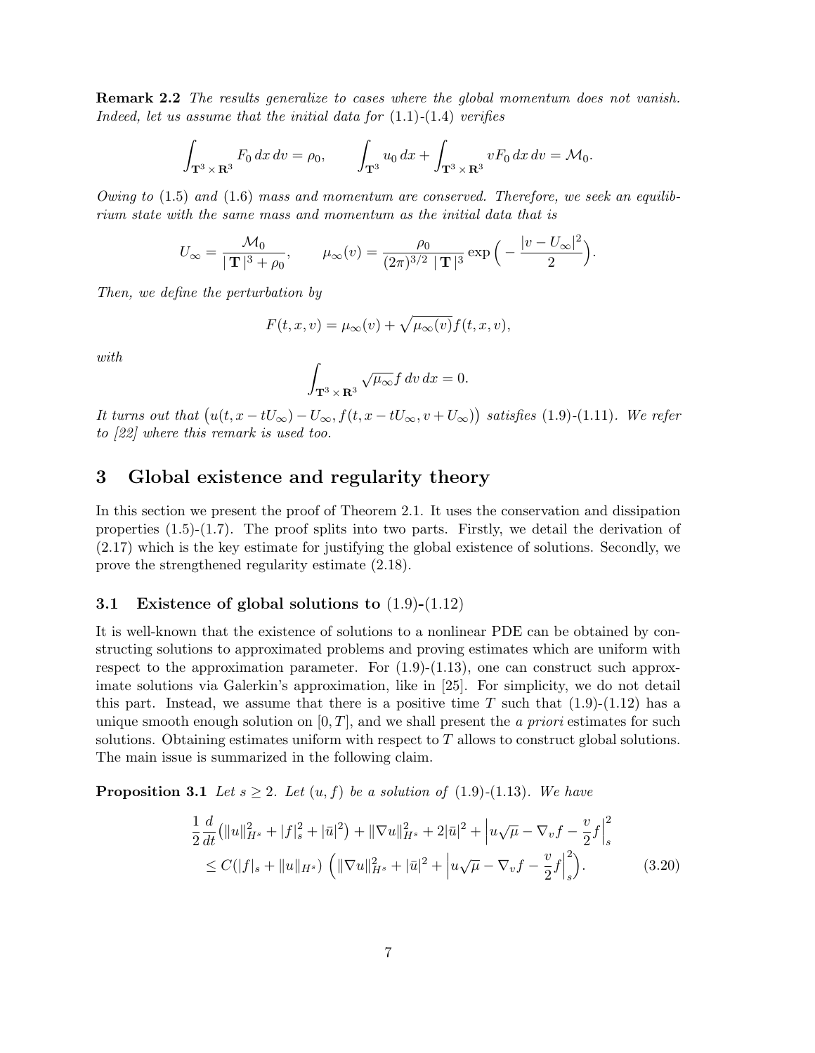**Remark 2.2** *The results generalize to cases where the global momentum does not vanish. Indeed, let us assume that the initial data for* (1.1)-(1.4) *verifies*

$$\int_{\mathbf{T}^3\times\mathbf{R}^3} F_0\,dx\,dv = \rho_0, \qquad \int_{\mathbf{T}^3} u_0\,dx + \int_{\mathbf{T}^3\times\mathbf{R}^3} vF_0\,dx\,dv = \mathcal{M}_0.$$

*Owing to* (1.5) *and* (1.6) *mass and momentum are conserved. Therefore, we seek an equilibrium state with the same mass and momentum as the initial data that is*

$$U_\infty = \frac{\mathcal{M}_0}{|\,\mathbf{T}\,|^3 + \rho_0}, \qquad \mu_\infty(v) = \frac{\rho_0}{(2\pi)^{3/2}\ |\,\mathbf{T}\,|^3} \exp\Big(-\frac{|v-U_\infty|^2}{2}\Big).$$

*Then, we define the perturbation by*

$$F(t,x,v) = \mu_\infty(v) + \sqrt{\mu_\infty(v)}f(t,x,v),$$

*with*

$$\int_{\mathbf{T}^3\times\mathbf{R}^3} \sqrt{\mu_\infty} f\,dv\,dx = 0.$$

*It turns out that* $\big(u(t,x-tU_\infty) - U_\infty, f(t,x-tU_\infty, v+U_\infty)\big)$ *satisfies* (1.9)-(1.11)*. We refer to [22] where this remark is used too.*

# 3 Global existence and regularity theory

In this section we present the proof of Theorem 2.1. It uses the conservation and dissipation properties (1.5)-(1.7). The proof splits into two parts. Firstly, we detail the derivation of (2.17) which is the key estimate for justifying the global existence of solutions. Secondly, we prove the strengthened regularity estimate (2.18).

## 3.1 Existence of global solutions to (1.9)-(1.12)

It is well-known that the existence of solutions to a nonlinear PDE can be obtained by constructing solutions to approximated problems and proving estimates which are uniform with respect to the approximation parameter. For (1.9)-(1.13), one can construct such approximate solutions via Galerkin's approximation, like in [25]. For simplicity, we do not detail this part. Instead, we assume that there is a positive time $T$ such that (1.9)-(1.12) has a unique smooth enough solution on $[0,T]$, and we shall present the *a priori* estimates for such solutions. Obtaining estimates uniform with respect to $T$ allows to construct global solutions. The main issue is summarized in the following claim.

**Proposition 3.1** *Let* $s \geq 2$*. Let* $(u,f)$ *be a solution of* (1.9)-(1.13)*. We have*

$$\begin{aligned}
&\frac{1}{2}\frac{d}{dt}\big(\|u\|_{H^s}^2 + |f|_s^2 + |\bar{u}|^2\big) + \|\nabla u\|_{H^s}^2 + 2|\bar{u}|^2 + \Big|u\sqrt{\mu} - \nabla_v f - \frac{v}{2}f\Big|_s^2 \\
&\quad \leq C(|f|_s + \|u\|_{H^s})\ \Big(\|\nabla u\|_{H^s}^2 + |\bar{u}|^2 + \Big|u\sqrt{\mu} - \nabla_v f - \frac{v}{2}f\Big|_s^2\Big).
\end{aligned} \tag{3.20}$$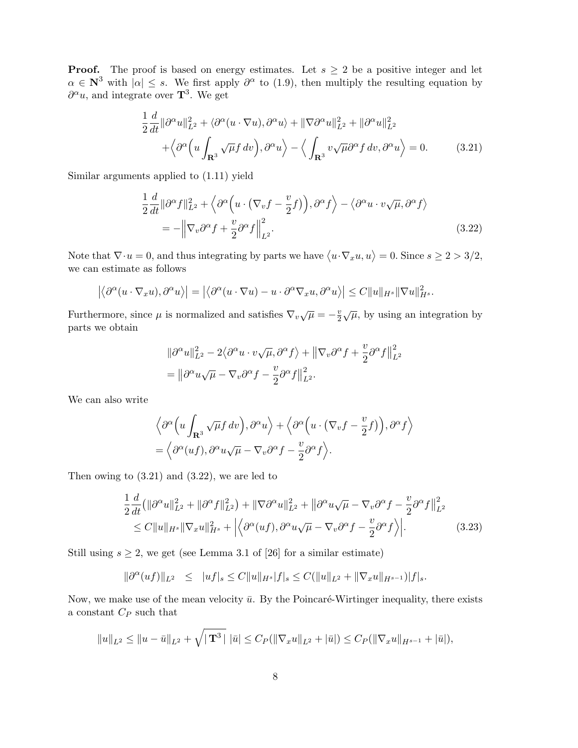**Proof.** The proof is based on energy estimates. Let $s \geq 2$ be a positive integer and let $\alpha \in \mathbf{N}^3$ with $|\alpha| \leq s$. We first apply $\partial^\alpha$ to (1.9), then multiply the resulting equation by $\partial^\alpha u$, and integrate over $\mathbf{T}^3$. We get

$$
\begin{aligned}
\frac{1}{2}\frac{d}{dt}\|\partial^\alpha u\|_{L^2}^2 + \langle \partial^\alpha (u\cdot\nabla u), \partial^\alpha u\rangle + \|\nabla \partial^\alpha u\|_{L^2}^2 + \|\partial^\alpha u\|_{L^2}^2 \\
+ \Big\langle \partial^\alpha \Big( u \int_{\mathbf{R}^3} \sqrt{\mu} f \, dv\Big), \partial^\alpha u \Big\rangle - \Big\langle \int_{\mathbf{R}^3} v\sqrt{\mu}\partial^\alpha f \, dv, \partial^\alpha u\Big\rangle = 0. \qquad (3.21)
\end{aligned}
$$

Similar arguments applied to (1.11) yield

$$
\begin{aligned}
\frac{1}{2}\frac{d}{dt}\|\partial^\alpha f\|_{L^2}^2 + \Big\langle \partial^\alpha \Big( u\cdot\big(\nabla_v f - \frac{v}{2} f\big)\Big), \partial^\alpha f\Big\rangle - \langle \partial^\alpha u \cdot v\sqrt{\mu}, \partial^\alpha f\rangle \\
= -\Big\| \nabla_v \partial^\alpha f + \frac{v}{2}\partial^\alpha f\Big\|_{L^2}^2. \qquad (3.22)
\end{aligned}
$$

Note that $\nabla\cdot u = 0$, and thus integrating by parts we have $\langle u\cdot\nabla_x u, u\rangle = 0$. Since $s \geq 2 > 3/2$, we can estimate as follows

$$
\big|\big\langle \partial^\alpha (u\cdot\nabla_x u), \partial^\alpha u\big\rangle\big| = \big|\big\langle \partial^\alpha (u\cdot\nabla u) - u\cdot\partial^\alpha \nabla_x u, \partial^\alpha u\big\rangle\big| \leq C\|u\|_{H^s}\|\nabla u\|_{H^s}^2.
$$

Furthermore, since $\mu$ is normalized and satisfies $\nabla_v\sqrt{\mu} = -\frac{v}{2}\sqrt{\mu}$, by using an integration by parts we obtain

$$
\begin{aligned}
&\|\partial^\alpha u\|_{L^2}^2 - 2\big\langle \partial^\alpha u\cdot v\sqrt{\mu}, \partial^\alpha f\big\rangle + \big\|\nabla_v \partial^\alpha f + \frac{v}{2}\partial^\alpha f\big\|_{L^2}^2 \\
&= \big\|\partial^\alpha u\sqrt{\mu} - \nabla_v\partial^\alpha f - \frac{v}{2}\partial^\alpha f\big\|_{L^2}^2.
\end{aligned}
$$

We can also write

$$
\begin{aligned}
&\Big\langle \partial^\alpha \Big( u\int_{\mathbf{R}^3}\sqrt{\mu} f\,dv\Big), \partial^\alpha u\Big\rangle + \Big\langle \partial^\alpha\Big( u\cdot\big(\nabla_v f - \frac{v}{2}f\big)\Big), \partial^\alpha f\Big\rangle \\
&= \Big\langle \partial^\alpha (uf), \partial^\alpha u\sqrt{\mu} - \nabla_v \partial^\alpha f - \frac{v}{2}\partial^\alpha f\Big\rangle.
\end{aligned}
$$

Then owing to (3.21) and (3.22), we are led to

$$
\begin{aligned}
&\frac{1}{2}\frac{d}{dt}\big(\|\partial^\alpha u\|_{L^2}^2 + \|\partial^\alpha f\|_{L^2}^2\big) + \|\nabla\partial^\alpha u\|_{L^2}^2 + \big\|\partial^\alpha u\sqrt{\mu} - \nabla_v\partial^\alpha f - \frac{v}{2}\partial^\alpha f\big\|_{L^2}^2 \\
&\leq C\|u\|_{H^s}\|\nabla_x u\|_{H^s}^2 + \Big|\Big\langle \partial^\alpha (uf), \partial^\alpha u\sqrt{\mu} - \nabla_v\partial^\alpha f - \frac{v}{2}\partial^\alpha f\Big\rangle\Big|. \qquad (3.23)
\end{aligned}
$$

Still using $s \geq 2$, we get (see Lemma 3.1 of [26] for a similar estimate)

$$
\|\partial^\alpha (uf)\|_{L^2} \quad \leq \quad |uf|_s \leq C\|u\|_{H^s}|f|_s \leq C(\|u\|_{L^2} + \|\nabla_x u\|_{H^{s-1}})|f|_s.
$$

Now, we make use of the mean velocity $\bar{u}$. By the Poincaré-Wirtinger inequality, there exists a constant $C_P$ such that

$$
\|u\|_{L^2} \leq \|u - \bar{u}\|_{L^2} + \sqrt{|\,\mathbf{T}^3\,|}\;|\bar{u}| \leq C_P(\|\nabla_x u\|_{L^2} + |\bar{u}|) \leq C_P(\|\nabla_x u\|_{H^{s-1}} + |\bar{u}|),
$$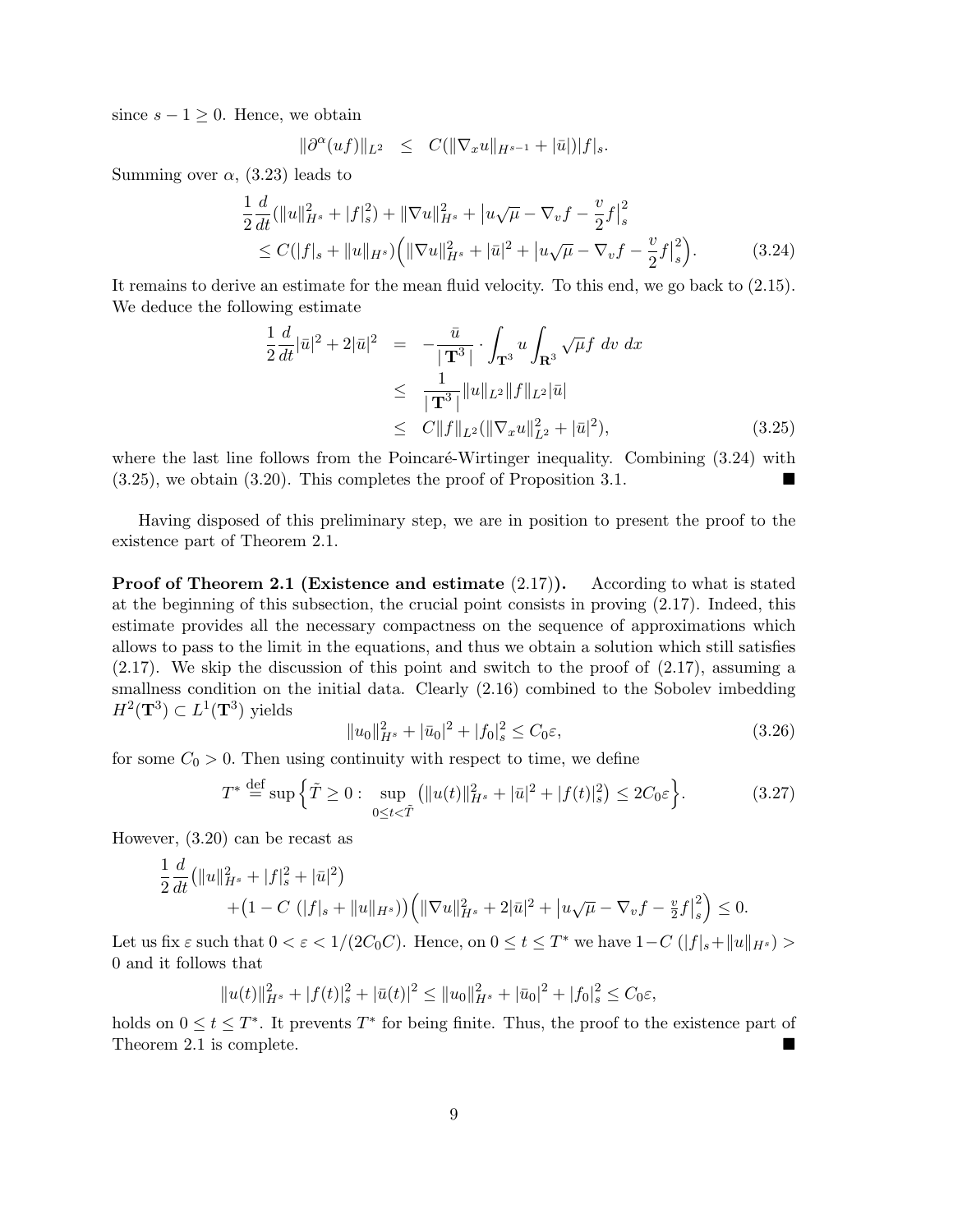since $s - 1 \geq 0$. Hence, we obtain

$$\|\partial^\alpha(uf)\|_{L^2} \leq C(\|\nabla_x u\|_{H^{s-1}} + |\bar{u}|)|f|_s.$$

Summing over $\alpha$, (3.23) leads to

$$\begin{aligned}
&\frac{1}{2}\frac{d}{dt}(\|u\|_{H^s}^2 + |f|_s^2) + \|\nabla u\|_{H^s}^2 + \left|u\sqrt{\mu} - \nabla_v f - \frac{v}{2}f\right|_s^2 \\
&\quad \leq C(|f|_s + \|u\|_{H^s})\Big(\|\nabla u\|_{H^s}^2 + |\bar{u}|^2 + \left|u\sqrt{\mu} - \nabla_v f - \frac{v}{2}f\right|_s^2\Big). \qquad (3.24)
\end{aligned}$$

It remains to derive an estimate for the mean fluid velocity. To this end, we go back to (2.15). We deduce the following estimate

$$\begin{aligned}
\frac{1}{2}\frac{d}{dt}|\bar{u}|^2 + 2|\bar{u}|^2 &= -\frac{\bar{u}}{|\mathbf{T}^3|} \cdot \int_{\mathbf{T}^3} u \int_{\mathbf{R}^3} \sqrt{\mu} f \; dv \; dx \\
&\leq \frac{1}{|\mathbf{T}^3|}\|u\|_{L^2}\|f\|_{L^2}|\bar{u}| \\
&\leq C\|f\|_{L^2}(\|\nabla_x u\|_{L^2}^2 + |\bar{u}|^2), \qquad (3.25)
\end{aligned}$$

where the last line follows from the Poincaré-Wirtinger inequality. Combining (3.24) with (3.25), we obtain (3.20). This completes the proof of Proposition 3.1. ■

Having disposed of this preliminary step, we are in position to present the proof to the existence part of Theorem 2.1.

**Proof of Theorem 2.1 (Existence and estimate (2.17)).** According to what is stated at the beginning of this subsection, the crucial point consists in proving (2.17). Indeed, this estimate provides all the necessary compactness on the sequence of approximations which allows to pass to the limit in the equations, and thus we obtain a solution which still satisfies (2.17). We skip the discussion of this point and switch to the proof of (2.17), assuming a smallness condition on the initial data. Clearly (2.16) combined to the Sobolev imbedding $H^2(\mathbf{T}^3) \subset L^1(\mathbf{T}^3)$ yields

$$\|u_0\|_{H^s}^2 + |\bar{u}_0|^2 + |f_0|_s^2 \leq C_0\varepsilon, \qquad (3.26)$$

for some $C_0 > 0$. Then using continuity with respect to time, we define

$$T^* \stackrel{\text{def}}{=} \sup\Big\{\tilde{T} \geq 0 : \sup_{0 \leq t < \tilde{T}} \big(\|u(t)\|_{H^s}^2 + |\bar{u}|^2 + |f(t)|_s^2\big) \leq 2C_0\varepsilon\Big\}. \qquad (3.27)$$

However, (3.20) can be recast as

$$\begin{aligned}
&\frac{1}{2}\frac{d}{dt}\big(\|u\|_{H^s}^2 + |f|_s^2 + |\bar{u}|^2\big) \\
&\quad + \big(1 - C\;(|f|_s + \|u\|_{H^s})\big)\Big(\|\nabla u\|_{H^s}^2 + 2|\bar{u}|^2 + \left|u\sqrt{\mu} - \nabla_v f - \tfrac{v}{2}f\right|_s^2\Big) \leq 0.
\end{aligned}$$

Let us fix $\varepsilon$ such that $0 < \varepsilon < 1/(2C_0C)$. Hence, on $0 \leq t \leq T^*$ we have $1 - C\;(|f|_s + \|u\|_{H^s}) > 0$ and it follows that

$$\|u(t)\|_{H^s}^2 + |f(t)|_s^2 + |\bar{u}(t)|^2 \leq \|u_0\|_{H^s}^2 + |\bar{u}_0|^2 + |f_0|_s^2 \leq C_0\varepsilon,$$

holds on $0 \leq t \leq T^*$. It prevents $T^*$ for being finite. Thus, the proof to the existence part of Theorem 2.1 is complete. ■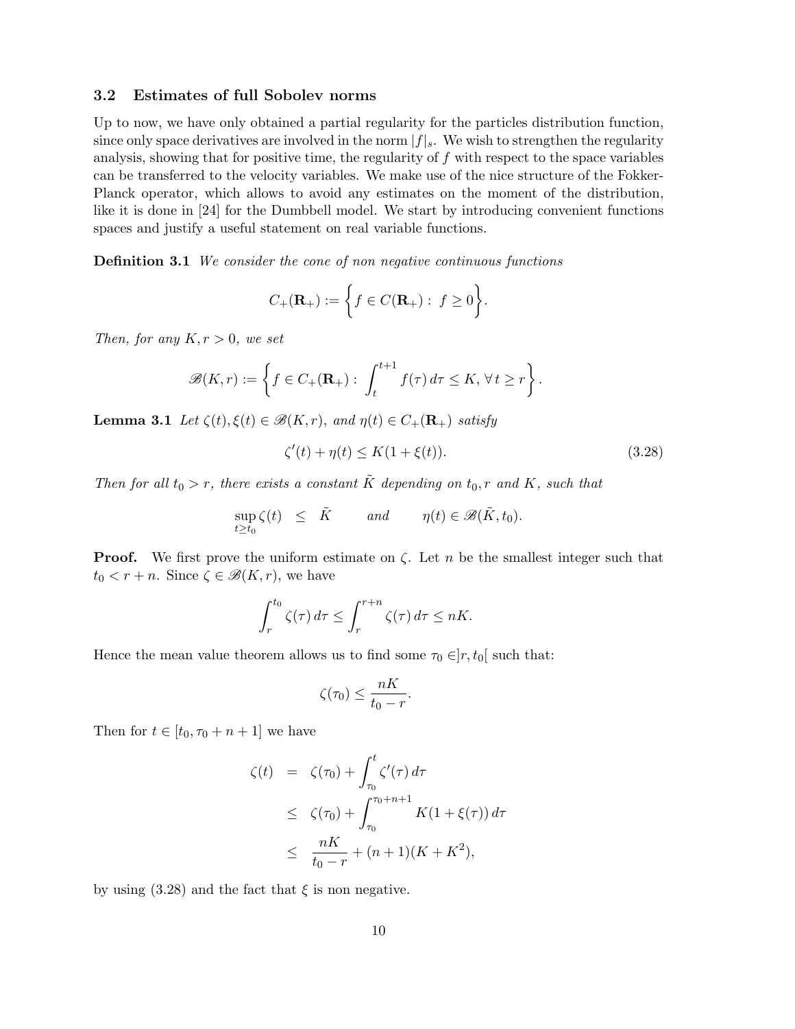### 3.2 Estimates of full Sobolev norms

Up to now, we have only obtained a partial regularity for the particles distribution function, since only space derivatives are involved in the norm $|f|_s$. We wish to strengthen the regularity analysis, showing that for positive time, the regularity of $f$ with respect to the space variables can be transferred to the velocity variables. We make use of the nice structure of the Fokker-Planck operator, which allows to avoid any estimates on the moment of the distribution, like it is done in [24] for the Dumbbell model. We start by introducing convenient functions spaces and justify a useful statement on real variable functions.

**Definition 3.1** *We consider the cone of non negative continuous functions*

$$C_+(\mathbf{R}_+) := \Big\{ f \in C(\mathbf{R}_+) : \; f \geq 0 \Big\}.$$

*Then, for any $K, r > 0$, we set*

$$\mathscr{B}(K,r) := \left\{ f \in C_+(\mathbf{R}_+) : \; \int_t^{t+1} f(\tau)\, d\tau \leq K, \, \forall \, t \geq r \right\}.$$

**Lemma 3.1** *Let $\zeta(t), \xi(t) \in \mathscr{B}(K,r)$, and $\eta(t) \in C_+(\mathbf{R}_+)$ satisfy*

$$\zeta'(t) + \eta(t) \leq K(1 + \xi(t)). \tag{3.28}$$

*Then for all $t_0 > r$, there exists a constant $\tilde{K}$ depending on $t_0, r$ and $K$, such that*

$$\sup_{t \geq t_0} \zeta(t) \;\; \leq \;\; \tilde{K} \qquad \text{and} \qquad \eta(t) \in \mathscr{B}(\tilde{K}, t_0).$$

**Proof.** We first prove the uniform estimate on $\zeta$. Let $n$ be the smallest integer such that $t_0 < r + n$. Since $\zeta \in \mathscr{B}(K,r)$, we have

$$\int_r^{t_0} \zeta(\tau)\, d\tau \leq \int_r^{r+n} \zeta(\tau)\, d\tau \leq nK.$$

Hence the mean value theorem allows us to find some $\tau_0 \in ]r, t_0[$ such that:

$$\zeta(\tau_0) \leq \frac{nK}{t_0 - r}.$$

Then for $t \in [t_0, \tau_0 + n + 1]$ we have

$$\begin{aligned}
\zeta(t) &= \zeta(\tau_0) + \int_{\tau_0}^{t} \zeta'(\tau)\, d\tau \\
&\leq \zeta(\tau_0) + \int_{\tau_0}^{\tau_0+n+1} K(1 + \xi(\tau))\, d\tau \\
&\leq \frac{nK}{t_0 - r} + (n+1)(K + K^2),
\end{aligned}$$

by using (3.28) and the fact that $\xi$ is non negative.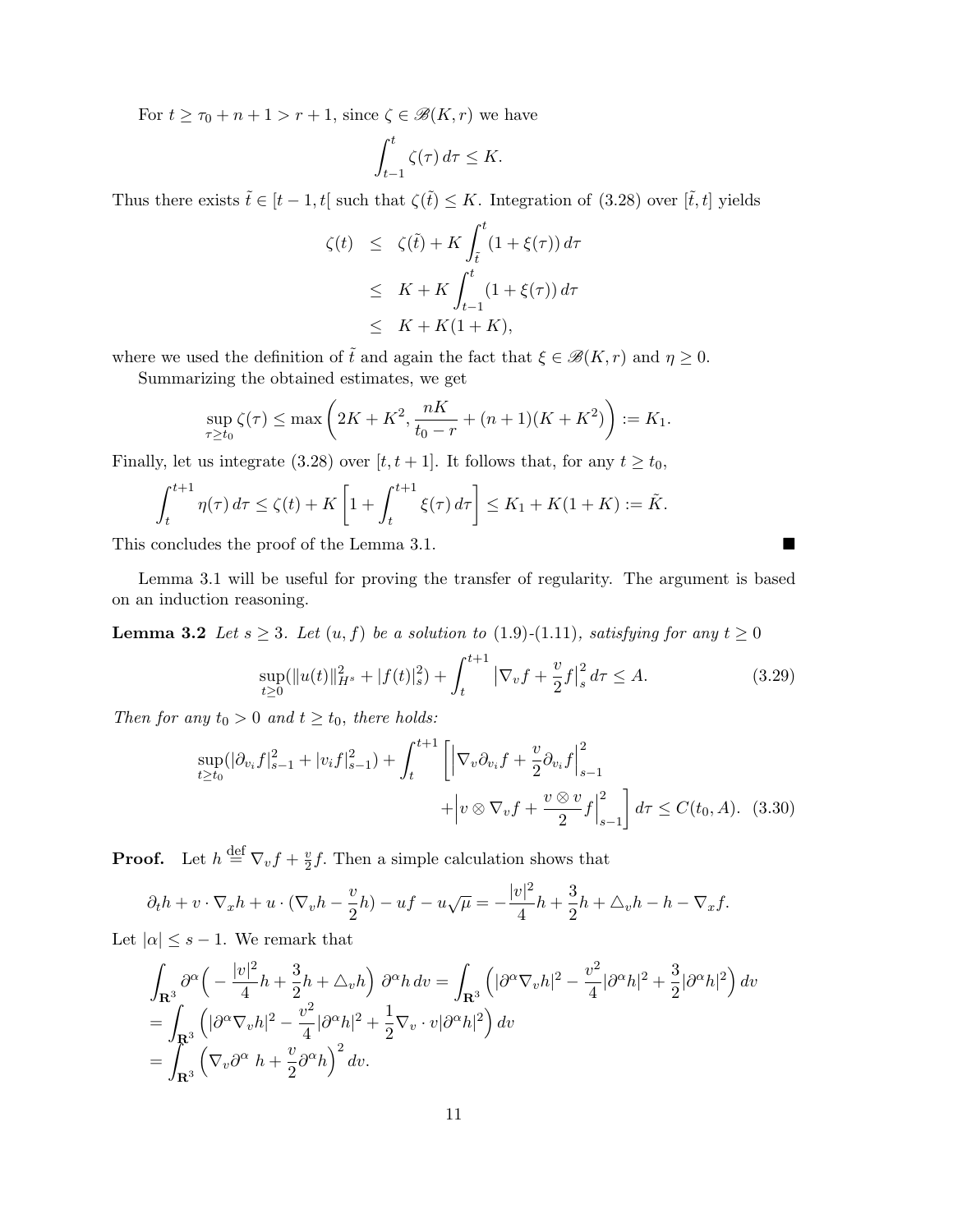For $t \geq \tau_0 + n + 1 > r + 1$, since $\zeta \in \mathscr{B}(K, r)$ we have

$$\int_{t-1}^{t} \zeta(\tau)\, d\tau \leq K.$$

Thus there exists $\tilde{t} \in [t-1, t[$ such that $\zeta(\tilde{t}) \leq K$. Integration of (3.28) over $[\tilde{t}, t]$ yields

$$\begin{aligned}
\zeta(t) &\leq \zeta(\tilde{t}) + K \int_{\tilde{t}}^{t} (1 + \xi(\tau))\, d\tau \\
&\leq K + K \int_{t-1}^{t} (1 + \xi(\tau))\, d\tau \\
&\leq K + K(1 + K),
\end{aligned}$$

where we used the definition of $\tilde{t}$ and again the fact that $\xi \in \mathscr{B}(K, r)$ and $\eta \geq 0$.

Summarizing the obtained estimates, we get

$$\sup_{\tau \geq t_0} \zeta(\tau) \leq \max\left(2K + K^2, \frac{nK}{t_0 - r} + (n+1)(K + K^2)\right) := K_1.$$

Finally, let us integrate (3.28) over $[t, t+1]$. It follows that, for any $t \geq t_0$,

$$\int_{t}^{t+1} \eta(\tau)\, d\tau \leq \zeta(t) + K\left[1 + \int_{t}^{t+1} \xi(\tau)\, d\tau\right] \leq K_1 + K(1+K) := \tilde{K}.$$

This concludes the proof of the Lemma 3.1. ■

Lemma 3.1 will be useful for proving the transfer of regularity. The argument is based on an induction reasoning.

**Lemma 3.2** *Let $s \geq 3$. Let $(u, f)$ be a solution to* (1.9)-(1.11), *satisfying for any $t \geq 0$*

$$\sup_{t \geq 0}(\|u(t)\|_{H^s}^2 + |f(t)|_s^2) + \int_{t}^{t+1} \left|\nabla_v f + \frac{v}{2} f\right|_s^2 d\tau \leq A. \tag{3.29}$$

*Then for any $t_0 > 0$ and $t \geq t_0$, there holds:*

$$\begin{aligned}
\sup_{t \geq t_0}(|\partial_{v_i} f|_{s-1}^2 + |v_i f|_{s-1}^2) + \int_{t}^{t+1} \bigg[\Big|\nabla_v \partial_{v_i} f + \frac{v}{2}\partial_{v_i} f\Big|_{s-1}^2 \\
+ \Big|v \otimes \nabla_v f + \frac{v \otimes v}{2} f\Big|_{s-1}^2\bigg] d\tau \leq C(t_0, A). \quad (3.30)
\end{aligned}$$

**Proof.** Let $h \overset{\text{def}}{=} \nabla_v f + \frac{v}{2} f$. Then a simple calculation shows that

$$\partial_t h + v \cdot \nabla_x h + u \cdot (\nabla_v h - \frac{v}{2} h) - uf - u\sqrt{\mu} = -\frac{|v|^2}{4} h + \frac{3}{2} h + \triangle_v h - h - \nabla_x f.$$

Let $|\alpha| \leq s - 1$. We remark that

$$\begin{aligned}
&\int_{\mathbf{R}^3} \partial^\alpha\Big(-\frac{|v|^2}{4} h + \frac{3}{2} h + \triangle_v h\Big)\, \partial^\alpha h\, dv = \int_{\mathbf{R}^3} \Big(|\partial^\alpha \nabla_v h|^2 - \frac{v^2}{4}|\partial^\alpha h|^2 + \frac{3}{2}|\partial^\alpha h|^2\Big)\, dv \\
&= \int_{\mathbf{R}^3} \Big(|\partial^\alpha \nabla_v h|^2 - \frac{v^2}{4}|\partial^\alpha h|^2 + \frac{1}{2}\nabla_v \cdot v |\partial^\alpha h|^2\Big)\, dv \\
&= \int_{\mathbf{R}^3} \Big(\nabla_v \partial^\alpha\, h + \frac{v}{2}\partial^\alpha h\Big)^2\, dv.
\end{aligned}$$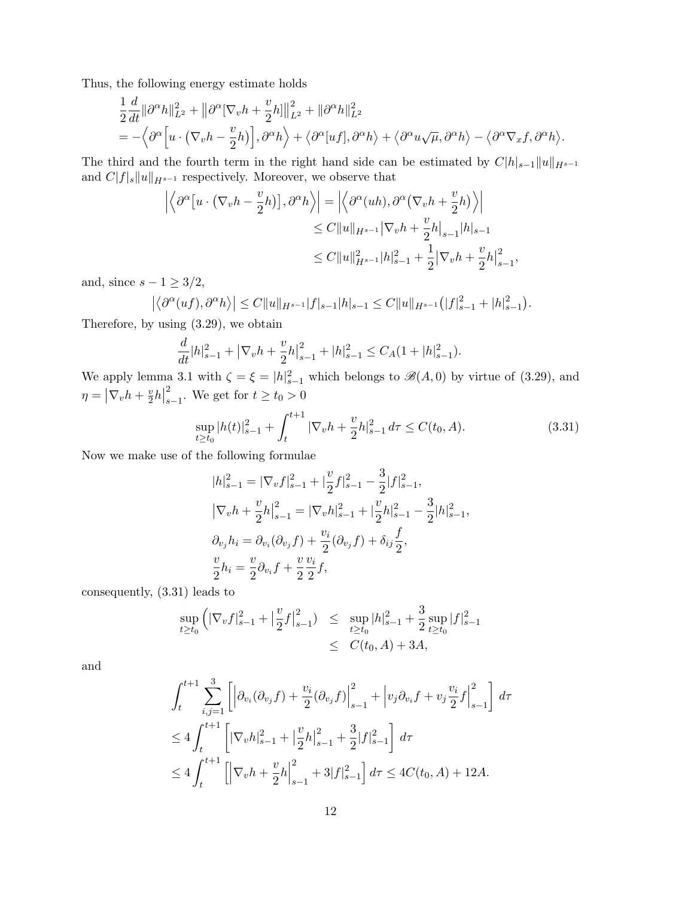Thus, the following energy estimate holds

$$
\begin{aligned}
&\frac{1}{2}\frac{d}{dt}\|\partial^\alpha h\|_{L^2}^2 + \big\|\partial^\alpha[\nabla_v h + \frac{v}{2}h]\big\|_{L^2}^2 + \|\partial^\alpha h\|_{L^2}^2 \\
&= -\Big\langle \partial^\alpha\Big[u\cdot\big(\nabla_v h - \frac{v}{2}h\big)\Big], \partial^\alpha h\Big\rangle + \big\langle \partial^\alpha[uf], \partial^\alpha h\big\rangle + \big\langle \partial^\alpha u\sqrt{\mu}, \partial^\alpha h\big\rangle - \big\langle \partial^\alpha \nabla_x f, \partial^\alpha h\big\rangle.
\end{aligned}
$$

The third and the fourth term in the right hand side can be estimated by $C|h|_{s-1}\|u\|_{H^{s-1}}$ and $C|f|_s\|u\|_{H^{s-1}}$ respectively. Moreover, we observe that

$$
\begin{aligned}
\Big|\Big\langle \partial^\alpha\big[u\cdot\big(\nabla_v h - \frac{v}{2}h\big)\big], \partial^\alpha h\Big\rangle\Big| &= \Big|\Big\langle \partial^\alpha(uh), \partial^\alpha\big(\nabla_v h + \frac{v}{2}h\big)\Big\rangle\Big| \\
&\le C\|u\|_{H^{s-1}}\big|\nabla_v h + \frac{v}{2}h\big|_{s-1}|h|_{s-1} \\
&\le C\|u\|_{H^{s-1}}^2|h|_{s-1}^2 + \frac{1}{2}\big|\nabla_v h + \frac{v}{2}h\big|_{s-1}^2,
\end{aligned}
$$

and, since $s-1\ge 3/2$,

$$
\big|\big\langle \partial^\alpha(uf), \partial^\alpha h\big\rangle\big| \le C\|u\|_{H^{s-1}}|f|_{s-1}|h|_{s-1} \le C\|u\|_{H^{s-1}}\big(|f|_{s-1}^2 + |h|_{s-1}^2\big).
$$

Therefore, by using (3.29), we obtain

$$
\frac{d}{dt}|h|_{s-1}^2 + \big|\nabla_v h + \frac{v}{2}h\big|_{s-1}^2 + |h|_{s-1}^2 \le C_A(1 + |h|_{s-1}^2).
$$

We apply lemma 3.1 with $\zeta = \xi = |h|_{s-1}^2$ which belongs to $\mathscr{B}(A,0)$ by virtue of (3.29), and $\eta = \big|\nabla_v h + \frac{v}{2}h\big|_{s-1}^2$. We get for $t\ge t_0>0$

$$
\sup_{t\ge t_0}|h(t)|_{s-1}^2 + \int_t^{t+1}|\nabla_v h + \frac{v}{2}h|_{s-1}^2\,d\tau \le C(t_0, A). \tag{3.31}
$$

Now we make use of the following formulae

$$
\begin{aligned}
&|h|_{s-1}^2 = |\nabla_v f|_{s-1}^2 + |\frac{v}{2}f|_{s-1}^2 - \frac{3}{2}|f|_{s-1}^2, \\
&\big|\nabla_v h + \frac{v}{2}h\big|_{s-1}^2 = |\nabla_v h|_{s-1}^2 + |\frac{v}{2}h|_{s-1}^2 - \frac{3}{2}|h|_{s-1}^2, \\
&\partial_{v_j}h_i = \partial_{v_i}(\partial_{v_j}f) + \frac{v_i}{2}(\partial_{v_j}f) + \delta_{ij}\frac{f}{2}, \\
&\frac{v}{2}h_i = \frac{v}{2}\partial_{v_i}f + \frac{v}{2}\frac{v_i}{2}f,
\end{aligned}
$$

consequently, (3.31) leads to

$$
\begin{aligned}
\sup_{t\ge t_0}\Big(|\nabla_v f|_{s-1}^2 + \big|\frac{v}{2}f\big|_{s-1}^2\Big) &\le \sup_{t\ge t_0}|h|_{s-1}^2 + \frac{3}{2}\sup_{t\ge t_0}|f|_{s-1}^2 \\
&\le C(t_0, A) + 3A,
\end{aligned}
$$

and

$$
\begin{aligned}
&\int_t^{t+1}\sum_{i,j=1}^3\Big[\Big|\partial_{v_i}(\partial_{v_j}f) + \frac{v_i}{2}(\partial_{v_j}f)\Big|_{s-1}^2 + \Big|v_j\partial_{v_i}f + v_j\frac{v_i}{2}f\Big|_{s-1}^2\Big]\,d\tau \\
&\le 4\int_t^{t+1}\Big[|\nabla_v h|_{s-1}^2 + \big|\frac{v}{2}h\big|_{s-1}^2 + \frac{3}{2}|f|_{s-1}^2\Big]\,d\tau \\
&\le 4\int_t^{t+1}\Big[\Big|\nabla_v h + \frac{v}{2}h\Big|_{s-1}^2 + 3|f|_{s-1}^2\Big]\,d\tau \le 4C(t_0, A) + 12A.
\end{aligned}
$$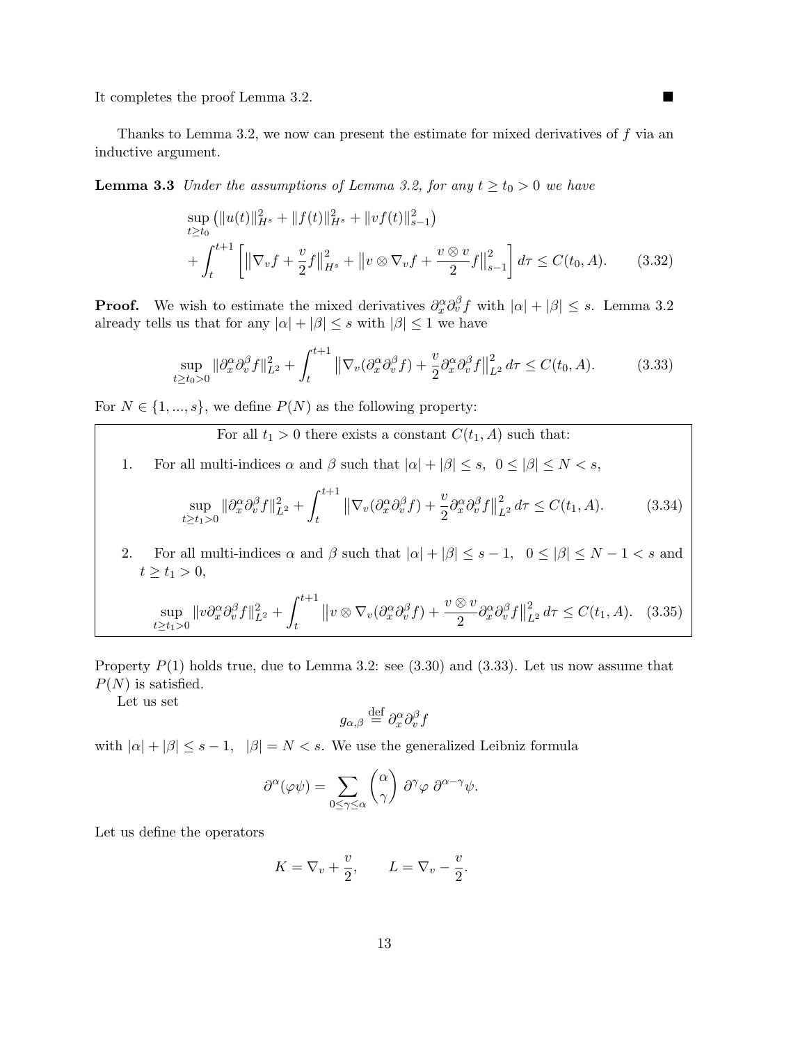It completes the proof Lemma 3.2. ∎

Thanks to Lemma 3.2, we now can present the estimate for mixed derivatives of $f$ via an inductive argument.

**Lemma 3.3** *Under the assumptions of Lemma 3.2, for any $t \geq t_0 > 0$ we have*

$$
\sup_{t\geq t_0} \left( \|u(t)\|_{H^s}^2 + \|f(t)\|_{H^s}^2 + \|vf(t)\|_{s-1}^2 \right) + \int_t^{t+1} \left[ \left\| \nabla_v f + \frac{v}{2} f \right\|_{H^s}^2 + \left\| v \otimes \nabla_v f + \frac{v \otimes v}{2} f \right\|_{s-1}^2 \right] d\tau \leq C(t_0, A). \tag{3.32}
$$

**Proof.** We wish to estimate the mixed derivatives $\partial_x^\alpha \partial_v^\beta f$ with $|\alpha| + |\beta| \leq s$. Lemma 3.2 already tells us that for any $|\alpha| + |\beta| \leq s$ with $|\beta| \leq 1$ we have

$$
\sup_{t\geq t_0>0} \|\partial_x^\alpha \partial_v^\beta f\|_{L^2}^2 + \int_t^{t+1} \left\| \nabla_v (\partial_x^\alpha \partial_v^\beta f) + \frac{v}{2} \partial_x^\alpha \partial_v^\beta f \right\|_{L^2}^2 d\tau \leq C(t_0, A). \tag{3.33}
$$

For $N \in \{1, ..., s\}$, we define $P(N)$ as the following property:

> For all $t_1 > 0$ there exists a constant $C(t_1, A)$ such that:
>
> 1. For all multi-indices $\alpha$ and $\beta$ such that $|\alpha| + |\beta| \leq s, \ 0 \leq |\beta| \leq N < s$,
>
> $$
> \sup_{t\geq t_1>0} \|\partial_x^\alpha \partial_v^\beta f\|_{L^2}^2 + \int_t^{t+1} \left\| \nabla_v (\partial_x^\alpha \partial_v^\beta f) + \frac{v}{2} \partial_x^\alpha \partial_v^\beta f \right\|_{L^2}^2 d\tau \leq C(t_1, A). \tag{3.34}
> $$
>
> 2. For all multi-indices $\alpha$ and $\beta$ such that $|\alpha| + |\beta| \leq s-1, \ 0 \leq |\beta| \leq N-1 < s$ and $t \geq t_1 > 0$,
>
> $$
> \sup_{t\geq t_1>0} \|v\partial_x^\alpha \partial_v^\beta f\|_{L^2}^2 + \int_t^{t+1} \left\| v \otimes \nabla_v (\partial_x^\alpha \partial_v^\beta f) + \frac{v \otimes v}{2} \partial_x^\alpha \partial_v^\beta f \right\|_{L^2}^2 d\tau \leq C(t_1, A). \tag{3.35}
> $$

Property $P(1)$ holds true, due to Lemma 3.2: see (3.30) and (3.33). Let us now assume that $P(N)$ is satisfied.

Let us set

$$
g_{\alpha,\beta} \stackrel{\text{def}}{=} \partial_x^\alpha \partial_v^\beta f
$$

with $|\alpha| + |\beta| \leq s-1, \ |\beta| = N < s$. We use the generalized Leibniz formula

$$
\partial^\alpha (\varphi \psi) = \sum_{0 \leq \gamma \leq \alpha} \binom{\alpha}{\gamma} \partial^\gamma \varphi \ \partial^{\alpha-\gamma} \psi.
$$

Let us define the operators

$$
K = \nabla_v + \frac{v}{2}, \qquad L = \nabla_v - \frac{v}{2}.
$$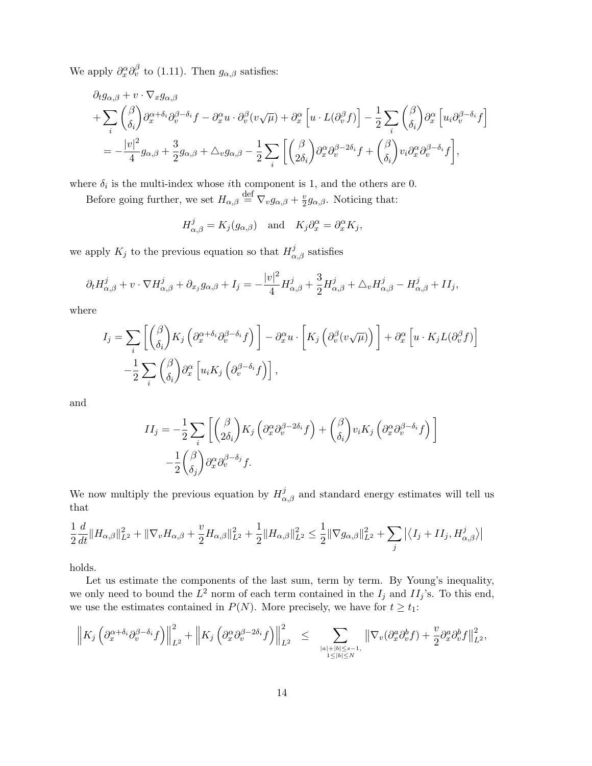We apply $\partial_x^\alpha \partial_v^\beta$ to (1.11). Then $g_{\alpha,\beta}$ satisfies:

$$
\begin{aligned}
&\partial_t g_{\alpha,\beta} + v\cdot\nabla_x g_{\alpha,\beta} \\
&+\sum_i \binom{\beta}{\delta_i}\partial_x^{\alpha+\delta_i}\partial_v^{\beta-\delta_i} f - \partial_x^\alpha u\cdot \partial_v^\beta (v\sqrt{\mu}) + \partial_x^\alpha\left[u\cdot L(\partial_v^\beta f)\right] - \frac{1}{2}\sum_i \binom{\beta}{\delta_i}\partial_x^\alpha\left[u_i \partial_v^{\beta-\delta_i} f\right] \\
&\quad = -\frac{|v|^2}{4} g_{\alpha,\beta} + \frac{3}{2} g_{\alpha,\beta} + \triangle_v g_{\alpha,\beta} - \frac{1}{2}\sum_i \left[\binom{\beta}{2\delta_i}\partial_x^\alpha \partial_v^{\beta-2\delta_i} f + \binom{\beta}{\delta_i} v_i \partial_x^\alpha \partial_v^{\beta-\delta_i} f\right],
\end{aligned}
$$

where $\delta_i$ is the multi-index whose $i$th component is 1, and the others are 0.

Before going further, we set $H_{\alpha,\beta} \overset{\text{def}}{=} \nabla_v g_{\alpha,\beta} + \frac{v}{2} g_{\alpha,\beta}$. Noticing that:

$$
H_{\alpha,\beta}^j = K_j(g_{\alpha,\beta}) \quad \text{and} \quad K_j \partial_x^\alpha = \partial_x^\alpha K_j,
$$

we apply $K_j$ to the previous equation so that $H_{\alpha,\beta}^j$ satisfies

$$
\partial_t H_{\alpha,\beta}^j + v\cdot\nabla H_{\alpha,\beta}^j + \partial_{x_j} g_{\alpha,\beta} + I_j = -\frac{|v|^2}{4} H_{\alpha,\beta}^j + \frac{3}{2} H_{\alpha,\beta}^j + \triangle_v H_{\alpha,\beta}^j - H_{\alpha,\beta}^j + II_j,
$$

where

$$
\begin{aligned}
I_j = &\sum_i \left[\binom{\beta}{\delta_i} K_j\left(\partial_x^{\alpha+\delta_i}\partial_v^{\beta-\delta_i} f\right)\right] - \partial_x^\alpha u\cdot\left[K_j\left(\partial_v^\beta (v\sqrt{\mu})\right)\right] + \partial_x^\alpha\left[u\cdot K_j L(\partial_v^\beta f)\right] \\
&-\frac{1}{2}\sum_i \binom{\beta}{\delta_i}\partial_x^\alpha\left[u_i K_j\left(\partial_v^{\beta-\delta_i} f\right)\right],
\end{aligned}
$$

and

$$
\begin{aligned}
II_j = &-\frac{1}{2}\sum_i \left[\binom{\beta}{2\delta_i} K_j\left(\partial_x^\alpha \partial_v^{\beta-2\delta_i} f\right) + \binom{\beta}{\delta_i} v_i K_j\left(\partial_x^\alpha \partial_v^{\beta-\delta_i} f\right)\right] \\
&-\frac{1}{2}\binom{\beta}{\delta_j}\partial_x^\alpha \partial_v^{\beta-\delta_j} f.
\end{aligned}
$$

We now multiply the previous equation by $H_{\alpha,\beta}^j$ and standard energy estimates will tell us that

$$
\frac{1}{2}\frac{d}{dt}\|H_{\alpha,\beta}\|_{L^2}^2 + \|\nabla_v H_{\alpha,\beta} + \frac{v}{2} H_{\alpha,\beta}\|_{L^2}^2 + \frac{1}{2}\|H_{\alpha,\beta}\|_{L^2}^2 \le \frac{1}{2}\|\nabla g_{\alpha,\beta}\|_{L^2}^2 + \sum_j \left|\langle I_j + II_j, H_{\alpha,\beta}^j\rangle\right|
$$

holds.

Let us estimate the components of the last sum, term by term. By Young's inequality, we only need to bound the $L^2$ norm of each term contained in the $I_j$ and $II_j$'s. To this end, we use the estimates contained in $P(N)$. More precisely, we have for $t \ge t_1$:

$$
\left\|K_j\left(\partial_x^{\alpha+\delta_i}\partial_v^{\beta-\delta_i} f\right)\right\|_{L^2}^2 + \left\|K_j\left(\partial_x^\alpha \partial_v^{\beta-2\delta_i} f\right)\right\|_{L^2}^2 \quad \le \sum_{\substack{|a|+|b|\le s-1,\\ 1\le |b|\le N}} \left\|\nabla_v(\partial_x^a \partial_v^b f) + \frac{v}{2}\partial_x^a \partial_v^b f\right\|_{L^2}^2,
$$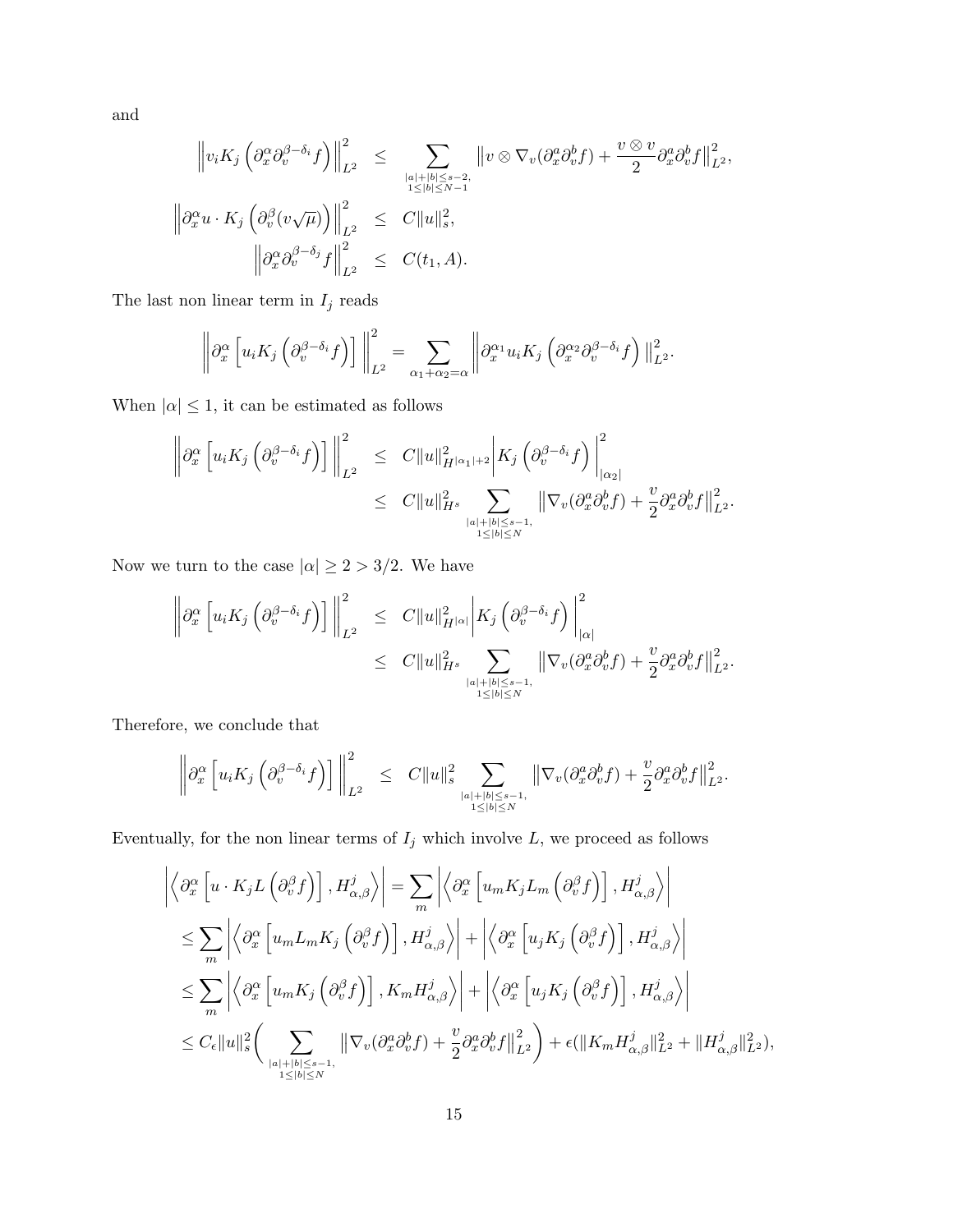and

$$
\begin{aligned}
\left\| v_i K_j \left( \partial_x^\alpha \partial_v^{\beta-\delta_i} f \right) \right\|_{L^2}^2 &\leq \sum_{\substack{|a|+|b|\leq s-2, \\ 1\leq |b| \leq N-1}} \left\| v \otimes \nabla_v (\partial_x^a \partial_v^b f) + \frac{v\otimes v}{2} \partial_x^a \partial_v^b f \right\|_{L^2}^2, \\
\left\| \partial_x^\alpha u \cdot K_j \left( \partial_v^\beta (v\sqrt{\mu}) \right) \right\|_{L^2}^2 &\leq C \|u\|_s^2, \\
\left\| \partial_x^\alpha \partial_v^{\beta-\delta_j} f \right\|_{L^2}^2 &\leq C(t_1, A).
\end{aligned}
$$

The last non linear term in $I_j$ reads

$$
\left\| \partial_x^\alpha \left[ u_i K_j \left( \partial_v^{\beta-\delta_i} f \right) \right] \right\|_{L^2}^2 = \sum_{\alpha_1+\alpha_2=\alpha} \left\| \partial_x^{\alpha_1} u_i K_j \left( \partial_x^{\alpha_2} \partial_v^{\beta-\delta_i} f \right) \right\|_{L^2}^2.
$$

When $|\alpha| \leq 1$, it can be estimated as follows

$$
\begin{aligned}
\left\| \partial_x^\alpha \left[ u_i K_j \left( \partial_v^{\beta-\delta_i} f \right) \right] \right\|_{L^2}^2 &\leq C \|u\|_{H^{|\alpha_1|+2}}^2 \left| K_j \left( \partial_v^{\beta-\delta_i} f \right) \right|_{|\alpha_2|}^2 \\
&\leq C \|u\|_{H^s}^2 \sum_{\substack{|a|+|b|\leq s-1, \\ 1\leq |b| \leq N}} \left\| \nabla_v (\partial_x^a \partial_v^b f) + \frac{v}{2} \partial_x^a \partial_v^b f \right\|_{L^2}^2.
\end{aligned}
$$

Now we turn to the case $|\alpha| \geq 2 > 3/2$. We have

$$
\begin{aligned}
\left\| \partial_x^\alpha \left[ u_i K_j \left( \partial_v^{\beta-\delta_i} f \right) \right] \right\|_{L^2}^2 &\leq C \|u\|_{H^{|\alpha|}}^2 \left| K_j \left( \partial_v^{\beta-\delta_i} f \right) \right|_{|\alpha|}^2 \\
&\leq C \|u\|_{H^s}^2 \sum_{\substack{|a|+|b|\leq s-1, \\ 1\leq |b| \leq N}} \left\| \nabla_v (\partial_x^a \partial_v^b f) + \frac{v}{2} \partial_x^a \partial_v^b f \right\|_{L^2}^2.
\end{aligned}
$$

Therefore, we conclude that

$$
\left\| \partial_x^\alpha \left[ u_i K_j \left( \partial_v^{\beta-\delta_i} f \right) \right] \right\|_{L^2}^2 \leq C \|u\|_s^2 \sum_{\substack{|a|+|b|\leq s-1, \\ 1\leq |b| \leq N}} \left\| \nabla_v (\partial_x^a \partial_v^b f) + \frac{v}{2} \partial_x^a \partial_v^b f \right\|_{L^2}^2.
$$

Eventually, for the non linear terms of $I_j$ which involve $L$, we proceed as follows

$$
\begin{aligned}
&\left| \left\langle \partial_x^\alpha \left[ u \cdot K_j L \left( \partial_v^\beta f \right) \right], H_{\alpha,\beta}^j \right\rangle \right| = \sum_m \left| \left\langle \partial_x^\alpha \left[ u_m K_j L_m \left( \partial_v^\beta f \right) \right], H_{\alpha,\beta}^j \right\rangle \right| \\
&\leq \sum_m \left| \left\langle \partial_x^\alpha \left[ u_m L_m K_j \left( \partial_v^\beta f \right) \right], H_{\alpha,\beta}^j \right\rangle \right| + \left| \left\langle \partial_x^\alpha \left[ u_j K_j \left( \partial_v^\beta f \right) \right], H_{\alpha,\beta}^j \right\rangle \right| \\
&\leq \sum_m \left| \left\langle \partial_x^\alpha \left[ u_m K_j \left( \partial_v^\beta f \right) \right], K_m H_{\alpha,\beta}^j \right\rangle \right| + \left| \left\langle \partial_x^\alpha \left[ u_j K_j \left( \partial_v^\beta f \right) \right], H_{\alpha,\beta}^j \right\rangle \right| \\
&\leq C_\epsilon \|u\|_s^2 \Bigg( \sum_{\substack{|a|+|b|\leq s-1, \\ 1\leq |b| \leq N}} \left\| \nabla_v (\partial_x^a \partial_v^b f) + \frac{v}{2} \partial_x^a \partial_v^b f \right\|_{L^2}^2 \Bigg) + \epsilon (\|K_m H_{\alpha,\beta}^j\|_{L^2}^2 + \|H_{\alpha,\beta}^j\|_{L^2}^2),
\end{aligned}
$$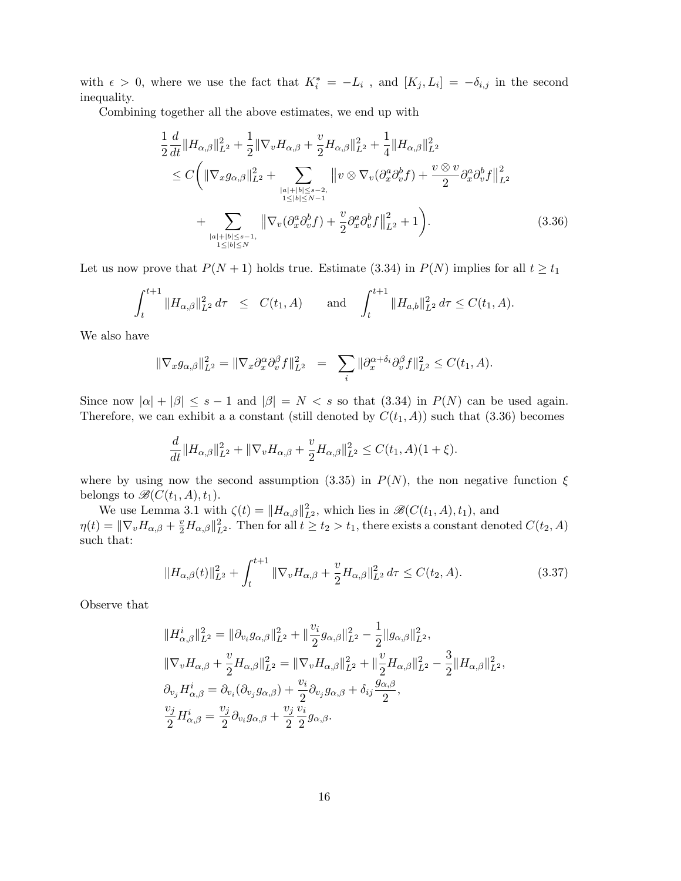with $\epsilon > 0$, where we use the fact that $K_i^* = -L_i$ , and $[K_j, L_i] = -\delta_{i,j}$ in the second inequality.

Combining together all the above estimates, we end up with

$$\begin{aligned}
&\frac{1}{2}\frac{d}{dt}\|H_{\alpha,\beta}\|_{L^2}^2 + \frac{1}{2}\|\nabla_v H_{\alpha,\beta} + \frac{v}{2}H_{\alpha,\beta}\|_{L^2}^2 + \frac{1}{4}\|H_{\alpha,\beta}\|_{L^2}^2 \\
&\quad \leq C\bigg( \|\nabla_x g_{\alpha,\beta}\|_{L^2}^2 + \sum_{\substack{|a|+|b|\leq s-2,\\ 1\leq |b|\leq N-1}} \big\| v\otimes \nabla_v(\partial_x^a \partial_v^b f) + \frac{v\otimes v}{2}\partial_x^a\partial_v^b f\big\|_{L^2}^2 \\
&\qquad + \sum_{\substack{|a|+|b|\leq s-1,\\ 1\leq |b|\leq N}} \big\|\nabla_v(\partial_x^a\partial_v^b f) + \frac{v}{2}\partial_x^a\partial_v^b f\big\|_{L^2}^2 + 1\bigg).
\end{aligned} \tag{3.36}$$

Let us now prove that $P(N+1)$ holds true. Estimate (3.34) in $P(N)$ implies for all $t \geq t_1$

$$\int_t^{t+1} \|H_{\alpha,\beta}\|_{L^2}^2\, d\tau \quad \leq \quad C(t_1, A) \qquad \text{and} \qquad \int_t^{t+1} \|H_{a,b}\|_{L^2}^2\, d\tau \leq C(t_1, A).$$

We also have

$$\|\nabla_x g_{\alpha,\beta}\|_{L^2}^2 = \|\nabla_x \partial_x^\alpha \partial_v^\beta f\|_{L^2}^2 \quad = \quad \sum_i \|\partial_x^{\alpha+\delta_i}\partial_v^\beta f\|_{L^2}^2 \leq C(t_1, A).$$

Since now $|\alpha| + |\beta| \leq s-1$ and $|\beta| = N < s$ so that (3.34) in $P(N)$ can be used again. Therefore, we can exhibit a a constant (still denoted by $C(t_1, A)$) such that (3.36) becomes

$$\frac{d}{dt}\|H_{\alpha,\beta}\|_{L^2}^2 + \|\nabla_v H_{\alpha,\beta} + \frac{v}{2}H_{\alpha,\beta}\|_{L^2}^2 \leq C(t_1, A)(1+\xi).$$

where by using now the second assumption (3.35) in $P(N)$, the non negative function $\xi$ belongs to $\mathscr{B}(C(t_1, A), t_1)$.

We use Lemma 3.1 with $\zeta(t) = \|H_{\alpha,\beta}\|_{L^2}^2$, which lies in $\mathscr{B}(C(t_1, A), t_1)$, and $\eta(t) = \|\nabla_v H_{\alpha,\beta} + \frac{v}{2}H_{\alpha,\beta}\|_{L^2}^2$. Then for all $t \geq t_2 > t_1$, there exists a constant denoted $C(t_2, A)$ such that:

$$\|H_{\alpha,\beta}(t)\|_{L^2}^2 + \int_t^{t+1} \|\nabla_v H_{\alpha,\beta} + \frac{v}{2}H_{\alpha,\beta}\|_{L^2}^2\, d\tau \leq C(t_2, A). \tag{3.37}$$

Observe that

$$\begin{aligned}
&\|H^i_{\alpha,\beta}\|_{L^2}^2 = \|\partial_{v_i} g_{\alpha,\beta}\|_{L^2}^2 + \|\frac{v_i}{2}g_{\alpha,\beta}\|_{L^2}^2 - \frac{1}{2}\|g_{\alpha,\beta}\|_{L^2}^2, \\
&\|\nabla_v H_{\alpha,\beta} + \frac{v}{2}H_{\alpha,\beta}\|_{L^2}^2 = \|\nabla_v H_{\alpha,\beta}\|_{L^2}^2 + \|\frac{v}{2}H_{\alpha,\beta}\|_{L^2}^2 - \frac{3}{2}\|H_{\alpha,\beta}\|_{L^2}^2, \\
&\partial_{v_j} H^i_{\alpha,\beta} = \partial_{v_i}(\partial_{v_j} g_{\alpha,\beta}) + \frac{v_i}{2}\partial_{v_j} g_{\alpha,\beta} + \delta_{ij}\frac{g_{\alpha,\beta}}{2}, \\
&\frac{v_j}{2}H^i_{\alpha,\beta} = \frac{v_j}{2}\partial_{v_i} g_{\alpha,\beta} + \frac{v_j}{2}\frac{v_i}{2}g_{\alpha,\beta}.
\end{aligned}$$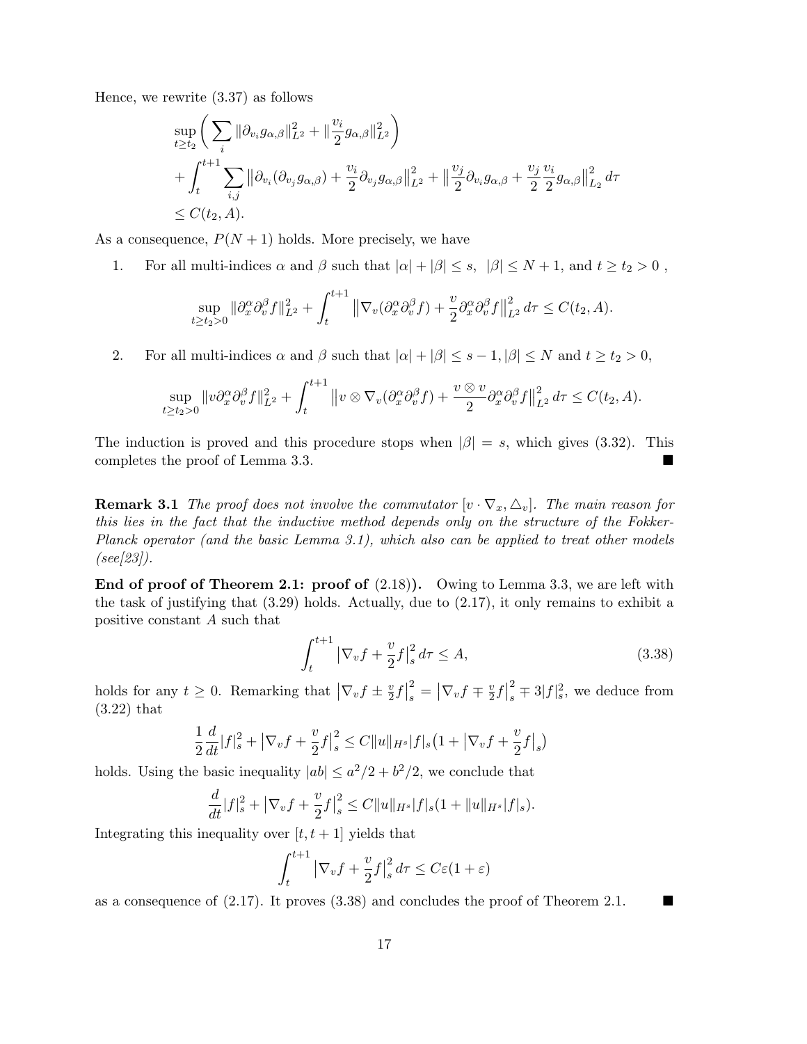Hence, we rewrite (3.37) as follows

$$
\begin{aligned}
&\sup_{t\geq t_2}\bigg(\sum_i \|\partial_{v_i} g_{\alpha,\beta}\|^2_{L^2} + \|\frac{v_i}{2} g_{\alpha,\beta}\|^2_{L^2}\bigg)\\
&+\int_t^{t+1}\sum_{i,j}\big\|\partial_{v_i}(\partial_{v_j} g_{\alpha,\beta}) + \frac{v_i}{2}\partial_{v_j} g_{\alpha,\beta}\big\|^2_{L^2} + \big\|\frac{v_j}{2}\partial_{v_i} g_{\alpha,\beta} + \frac{v_j}{2}\frac{v_i}{2} g_{\alpha,\beta}\big\|^2_{L_2}\, d\tau\\
&\leq C(t_2, A).
\end{aligned}
$$

As a consequence, $P(N+1)$ holds. More precisely, we have

1. For all multi-indices $\alpha$ and $\beta$ such that $|\alpha|+|\beta| \leq s$, $|\beta| \leq N+1$, and $t \geq t_2 > 0$ ,

$$
\sup_{t\geq t_2>0}\|\partial_x^\alpha \partial_v^\beta f\|^2_{L^2} + \int_t^{t+1}\big\|\nabla_v(\partial_x^\alpha\partial_v^\beta f) + \frac{v}{2}\partial_x^\alpha\partial_v^\beta f\big\|^2_{L^2}\, d\tau \leq C(t_2, A).
$$

2. For all multi-indices $\alpha$ and $\beta$ such that $|\alpha|+|\beta| \leq s-1, |\beta| \leq N$ and $t \geq t_2 > 0$,

$$
\sup_{t\geq t_2>0}\|v\partial_x^\alpha \partial_v^\beta f\|^2_{L^2} + \int_t^{t+1}\big\|v\otimes\nabla_v(\partial_x^\alpha\partial_v^\beta f) + \frac{v\otimes v}{2}\partial_x^\alpha\partial_v^\beta f\big\|^2_{L^2}\, d\tau \leq C(t_2, A).
$$

The induction is proved and this procedure stops when $|\beta| = s$, which gives (3.32). This completes the proof of Lemma 3.3. ∎

**Remark 3.1** *The proof does not involve the commutator $[v\cdot\nabla_x, \triangle_v]$. The main reason for this lies in the fact that the inductive method depends only on the structure of the Fokker-Planck operator (and the basic Lemma 3.1), which also can be applied to treat other models (see[23]).*

**End of proof of Theorem 2.1: proof of (2.18)).** Owing to Lemma 3.3, we are left with the task of justifying that (3.29) holds. Actually, due to (2.17), it only remains to exhibit a positive constant $A$ such that

$$
\int_t^{t+1}\big|\nabla_v f + \frac{v}{2} f\big|^2_s\, d\tau \leq A, \tag{3.38}
$$

holds for any $t \geq 0$. Remarking that $\big|\nabla_v f \pm \frac{v}{2} f\big|^2_s = \big|\nabla_v f \mp \frac{v}{2} f\big|^2_s \mp 3|f|^2_s$, we deduce from (3.22) that

$$
\frac{1}{2}\frac{d}{dt}|f|^2_s + \big|\nabla_v f + \frac{v}{2} f\big|^2_s \leq C\|u\|_{H^s}|f|_s\big(1 + \big|\nabla_v f + \frac{v}{2} f\big|_s\big)
$$

holds. Using the basic inequality $|ab| \leq a^2/2 + b^2/2$, we conclude that

$$
\frac{d}{dt}|f|^2_s + \big|\nabla_v f + \frac{v}{2} f\big|^2_s \leq C\|u\|_{H^s}|f|_s(1 + \|u\|_{H^s}|f|_s).
$$

Integrating this inequality over $[t, t+1]$ yields that

$$
\int_t^{t+1}\big|\nabla_v f + \frac{v}{2} f\big|^2_s\, d\tau \leq C\varepsilon(1+\varepsilon)
$$

as a consequence of (2.17). It proves (3.38) and concludes the proof of Theorem 2.1. ∎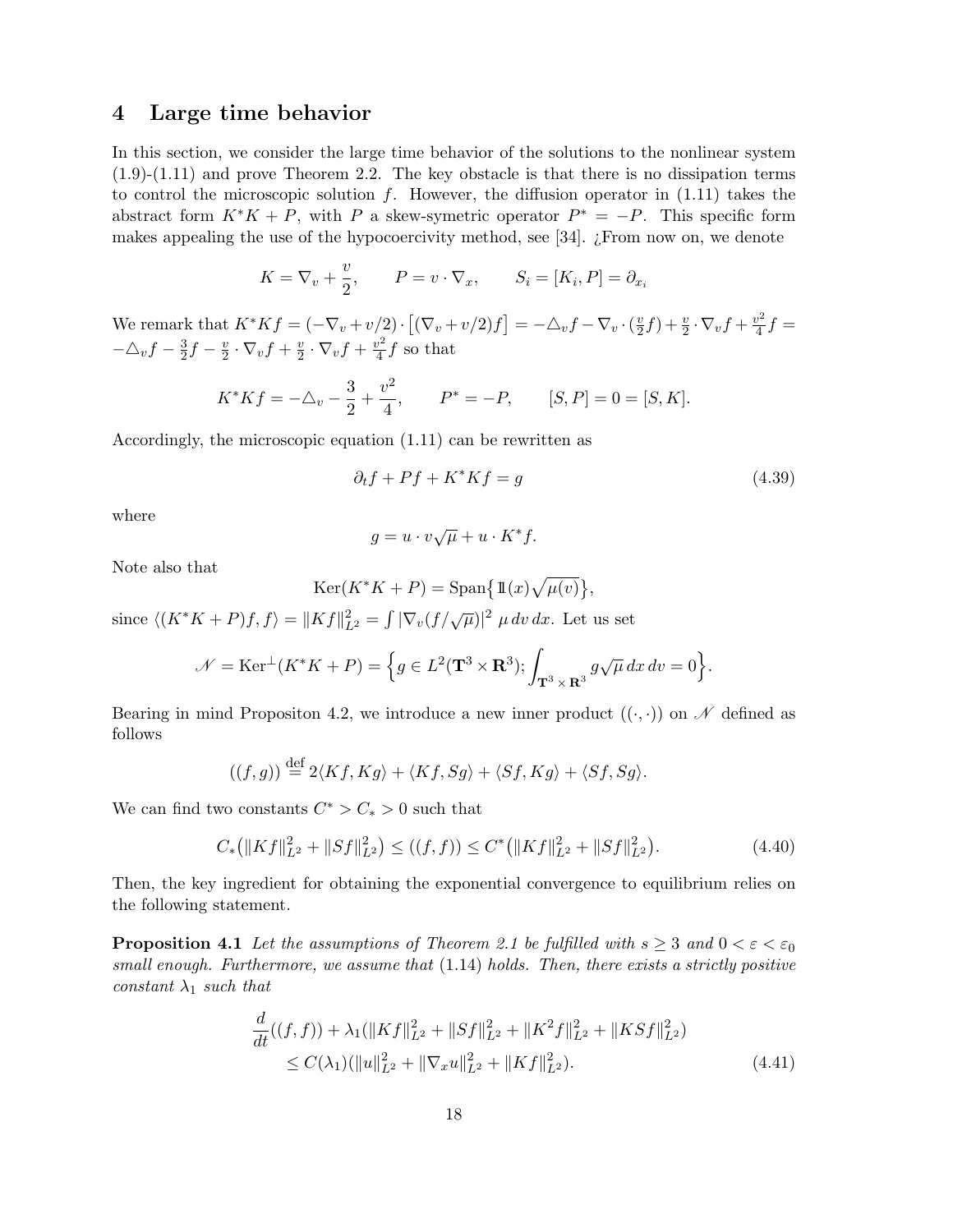# 4 Large time behavior

In this section, we consider the large time behavior of the solutions to the nonlinear system (1.9)-(1.11) and prove Theorem 2.2. The key obstacle is that there is no dissipation terms to control the microscopic solution $f$. However, the diffusion operator in (1.11) takes the abstract form $K^*K + P$, with $P$ a skew-symetric operator $P^* = -P$. This specific form makes appealing the use of the hypocoercivity method, see [34]. ¿From now on, we denote

$$K = \nabla_v + \frac{v}{2}, \qquad P = v \cdot \nabla_x, \qquad S_i = [K_i, P] = \partial_{x_i}$$

We remark that $K^*Kf = (-\nabla_v + v/2) \cdot \left[(\nabla_v + v/2)f\right] = -\triangle_v f - \nabla_v \cdot (\frac{v}{2} f) + \frac{v}{2} \cdot \nabla_v f + \frac{v^2}{4} f = -\triangle_v f - \frac{3}{2} f - \frac{v}{2} \cdot \nabla_v f + \frac{v}{2} \cdot \nabla_v f + \frac{v^2}{4} f$ so that

$$K^*Kf = -\triangle_v - \frac{3}{2} + \frac{v^2}{4}, \qquad P^* = -P, \qquad [S, P] = 0 = [S, K].$$

Accordingly, the microscopic equation (1.11) can be rewritten as

$$\partial_t f + Pf + K^*Kf = g \tag{4.39}$$

where

$$g = u \cdot v\sqrt{\mu} + u \cdot K^* f.$$

Note also that

$$\mathrm{Ker}(K^*K + P) = \mathrm{Span}\left\{ \mathbb{1}(x)\sqrt{\mu(v)} \right\},$$

since $\langle (K^*K + P)f, f \rangle = \|Kf\|_{L^2}^2 = \int |\nabla_v (f/\sqrt{\mu})|^2 \; \mu \, dv \, dx$. Let us set

$$\mathscr{N} = \mathrm{Ker}^{\perp}(K^*K + P) = \left\{ g \in L^2(\mathbf{T}^3 \times \mathbf{R}^3); \int_{\mathbf{T}^3 \times \mathbf{R}^3} g\sqrt{\mu} \, dx \, dv = 0 \right\}.$$

Bearing in mind Propositon 4.2, we introduce a new inner product $((\cdot,\cdot))$ on $\mathscr{N}$ defined as follows

$$((f, g)) \stackrel{\text{def}}{=} 2\langle Kf, Kg \rangle + \langle Kf, Sg \rangle + \langle Sf, Kg \rangle + \langle Sf, Sg \rangle.$$

We can find two constants $C^* > C_* > 0$ such that

$$C_* \left( \|Kf\|_{L^2}^2 + \|Sf\|_{L^2}^2 \right) \le ((f, f)) \le C^* \left( \|Kf\|_{L^2}^2 + \|Sf\|_{L^2}^2 \right). \tag{4.40}$$

Then, the key ingredient for obtaining the exponential convergence to equilibrium relies on the following statement.

**Proposition 4.1** *Let the assumptions of Theorem 2.1 be fulfilled with $s \ge 3$ and $0 < \varepsilon < \varepsilon_0$ small enough. Furthermore, we assume that (1.14) holds. Then, there exists a strictly positive constant $\lambda_1$ such that*

$$\begin{aligned} &\frac{d}{dt}((f, f)) + \lambda_1 (\|Kf\|_{L^2}^2 + \|Sf\|_{L^2}^2 + \|K^2 f\|_{L^2}^2 + \|KSf\|_{L^2}^2) \\ &\qquad \le C(\lambda_1)(\|u\|_{L^2}^2 + \|\nabla_x u\|_{L^2}^2 + \|Kf\|_{L^2}^2). \end{aligned} \tag{4.41}$$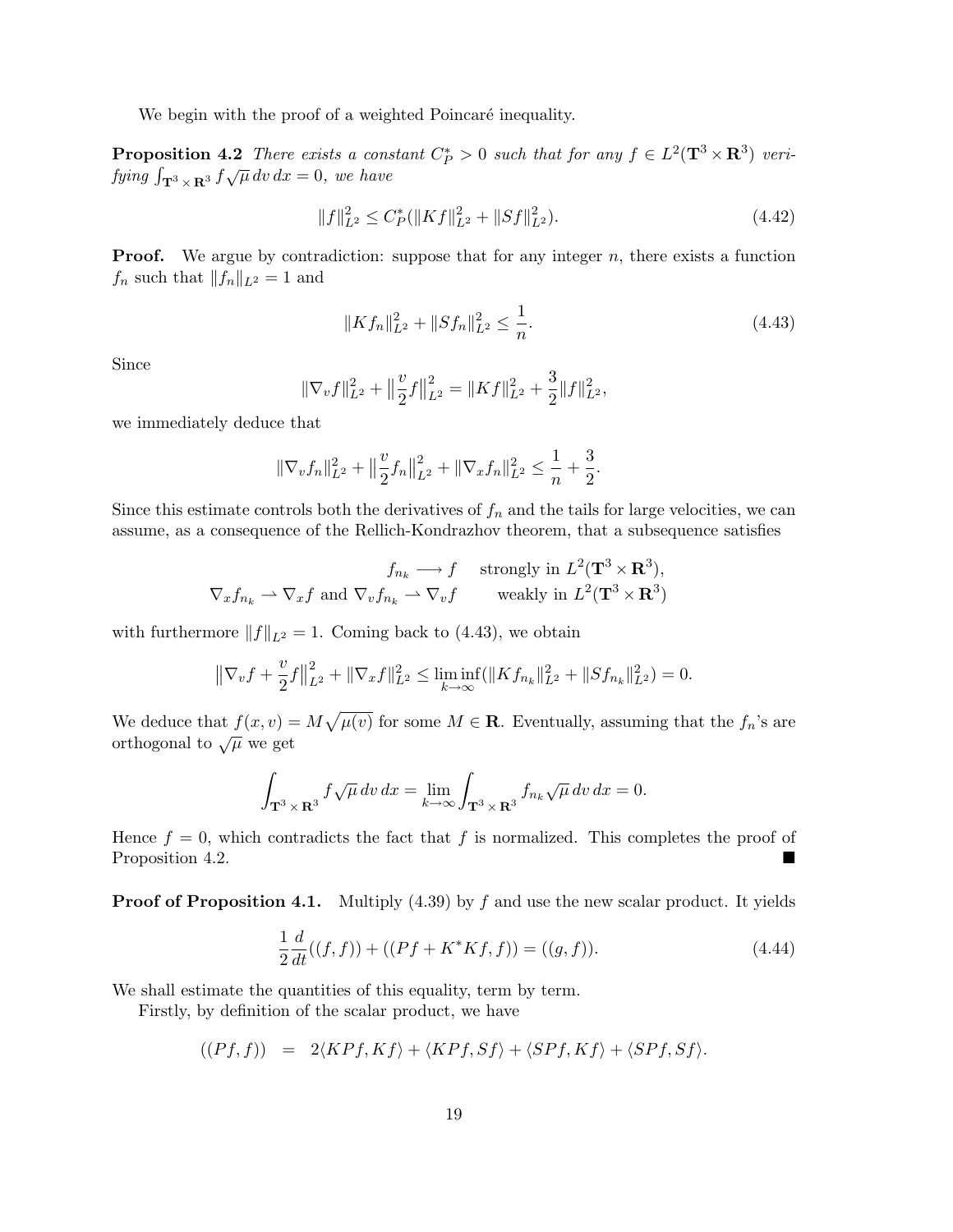We begin with the proof of a weighted Poincaré inequality.

**Proposition 4.2** *There exists a constant $C_P^* > 0$ such that for any $f \in L^2(\mathbf{T}^3 \times \mathbf{R}^3)$ verifying $\int_{\mathbf{T}^3 \times \mathbf{R}^3} f\sqrt{\mu}\, dv\, dx = 0$, we have*

$$\|f\|_{L^2}^2 \le C_P^* (\|Kf\|_{L^2}^2 + \|Sf\|_{L^2}^2). \tag{4.42}$$

**Proof.** We argue by contradiction: suppose that for any integer $n$, there exists a function $f_n$ such that $\|f_n\|_{L^2} = 1$ and

$$\|Kf_n\|_{L^2}^2 + \|Sf_n\|_{L^2}^2 \le \frac{1}{n}. \tag{4.43}$$

Since

$$\|\nabla_v f\|_{L^2}^2 + \left\|\frac{v}{2} f\right\|_{L^2}^2 = \|Kf\|_{L^2}^2 + \frac{3}{2}\|f\|_{L^2}^2,$$

we immediately deduce that

$$\|\nabla_v f_n\|_{L^2}^2 + \left\|\frac{v}{2} f_n\right\|_{L^2}^2 + \|\nabla_x f_n\|_{L^2}^2 \le \frac{1}{n} + \frac{3}{2}.$$

Since this estimate controls both the derivatives of $f_n$ and the tails for large velocities, we can assume, as a consequence of the Rellich-Kondrazhov theorem, that a subsequence satisfies

$$f_{n_k} \longrightarrow f \quad \text{strongly in } L^2(\mathbf{T}^3 \times \mathbf{R}^3),$$
$$\nabla_x f_{n_k} \rightharpoonup \nabla_x f \text{ and } \nabla_v f_{n_k} \rightharpoonup \nabla_v f \qquad \text{weakly in } L^2(\mathbf{T}^3 \times \mathbf{R}^3)$$

with furthermore $\|f\|_{L^2} = 1$. Coming back to (4.43), we obtain

$$\left\|\nabla_v f + \frac{v}{2} f\right\|_{L^2}^2 + \|\nabla_x f\|_{L^2}^2 \le \liminf_{k\to\infty} (\|Kf_{n_k}\|_{L^2}^2 + \|Sf_{n_k}\|_{L^2}^2) = 0.$$

We deduce that $f(x,v) = M\sqrt{\mu(v)}$ for some $M \in \mathbf{R}$. Eventually, assuming that the $f_n$'s are orthogonal to $\sqrt{\mu}$ we get

$$\int_{\mathbf{T}^3 \times \mathbf{R}^3} f\sqrt{\mu}\, dv\, dx = \lim_{k\to\infty} \int_{\mathbf{T}^3 \times \mathbf{R}^3} f_{n_k}\sqrt{\mu}\, dv\, dx = 0.$$

Hence $f = 0$, which contradicts the fact that $f$ is normalized. This completes the proof of Proposition 4.2. ■

**Proof of Proposition 4.1.** Multiply (4.39) by $f$ and use the new scalar product. It yields

$$\frac{1}{2}\frac{d}{dt}((f,f)) + ((Pf + K^*Kf, f)) = ((g,f)). \tag{4.44}$$

We shall estimate the quantities of this equality, term by term.

Firstly, by definition of the scalar product, we have

$$((Pf,f)) \;\; = \;\; 2\langle KPf, Kf\rangle + \langle KPf, Sf\rangle + \langle SPf, Kf\rangle + \langle SPf, Sf\rangle.$$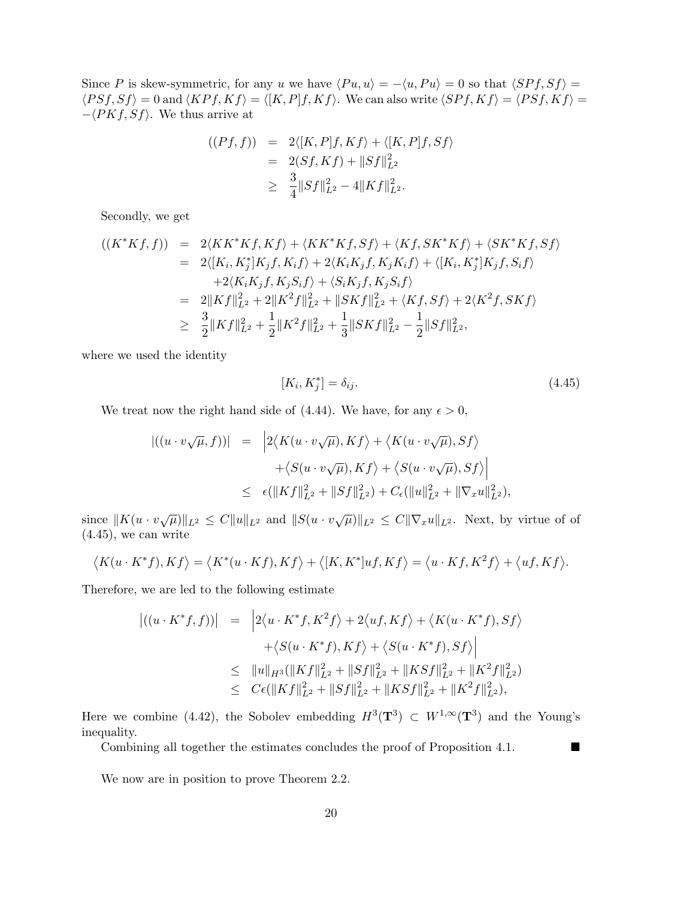Since $P$ is skew-symmetric, for any $u$ we have $\langle Pu, u\rangle = -\langle u, Pu\rangle = 0$ so that $\langle SPf, Sf\rangle = \langle PSf, Sf\rangle = 0$ and $\langle KPf, Kf\rangle = \langle [K,P]f, Kf\rangle$. We can also write $\langle SPf, Kf\rangle = \langle PSf, Kf\rangle = -\langle PKf, Sf\rangle$. We thus arrive at

$$
\begin{aligned}
((Pf,f)) &= 2\langle [K,P]f, Kf\rangle + \langle [K,P]f, Sf\rangle \\
&= 2(Sf, Kf) + \|Sf\|_{L^2}^2 \\
&\geq \frac{3}{4}\|Sf\|_{L^2}^2 - 4\|Kf\|_{L^2}^2.
\end{aligned}
$$

Secondly, we get

$$
\begin{aligned}
((K^*Kf,f)) &= 2\langle KK^*Kf, Kf\rangle + \langle KK^*Kf, Sf\rangle + \langle Kf, SK^*Kf\rangle + \langle SK^*Kf, Sf\rangle \\
&= 2\langle [K_i, K_j^*]K_jf, K_if\rangle + 2\langle K_iK_jf, K_jK_if\rangle + \langle [K_i, K_j^*]K_jf, S_if\rangle \\
&\quad + 2\langle K_iK_jf, K_jS_if\rangle + \langle S_iK_jf, K_jS_if\rangle \\
&= 2\|Kf\|_{L^2}^2 + 2\|K^2f\|_{L^2}^2 + \|SKf\|_{L^2}^2 + \langle Kf, Sf\rangle + 2\langle K^2f, SKf\rangle \\
&\geq \frac{3}{2}\|Kf\|_{L^2}^2 + \frac{1}{2}\|K^2f\|_{L^2}^2 + \frac{1}{3}\|SKf\|_{L^2}^2 - \frac{1}{2}\|Sf\|_{L^2}^2,
\end{aligned}
$$

where we used the identity

$$
[K_i, K_j^*] = \delta_{ij}. \tag{4.45}
$$

We treat now the right hand side of (4.44). We have, for any $\epsilon > 0$,

$$
\begin{aligned}
|((u\cdot v\sqrt{\mu}, f))| &= \Big| 2\big\langle K(u\cdot v\sqrt{\mu}), Kf\big\rangle + \big\langle K(u\cdot v\sqrt{\mu}), Sf\big\rangle \\
&\quad + \big\langle S(u\cdot v\sqrt{\mu}), Kf\big\rangle + \big\langle S(u\cdot v\sqrt{\mu}), Sf\big\rangle \Big| \\
&\leq \epsilon(\|Kf\|_{L^2}^2 + \|Sf\|_{L^2}^2) + C_\epsilon(\|u\|_{L^2}^2 + \|\nabla_x u\|_{L^2}^2),
\end{aligned}
$$

since $\|K(u\cdot v\sqrt{\mu})\|_{L^2} \leq C\|u\|_{L^2}$ and $\|S(u\cdot v\sqrt{\mu})\|_{L^2} \leq C\|\nabla_x u\|_{L^2}$. Next, by virtue of of (4.45), we can write

$$
\big\langle K(u\cdot K^*f), Kf\big\rangle = \big\langle K^*(u\cdot Kf), Kf\big\rangle + \big\langle [K,K^*]uf, Kf\big\rangle = \big\langle u\cdot Kf, K^2f\big\rangle + \big\langle uf, Kf\big\rangle.
$$

Therefore, we are led to the following estimate

$$
\begin{aligned}
\big|((u\cdot K^*f, f))\big| &= \Big| 2\big\langle u\cdot K^*f, K^2f\big\rangle + 2\big\langle uf, Kf\big\rangle + \big\langle K(u\cdot K^*f), Sf\big\rangle \\
&\quad + \big\langle S(u\cdot K^*f), Kf\big\rangle + \big\langle S(u\cdot K^*f), Sf\big\rangle \Big| \\
&\leq \|u\|_{H^3}(\|Kf\|_{L^2}^2 + \|Sf\|_{L^2}^2 + \|KSf\|_{L^2}^2 + \|K^2f\|_{L^2}^2) \\
&\leq C\epsilon(\|Kf\|_{L^2}^2 + \|Sf\|_{L^2}^2 + \|KSf\|_{L^2}^2 + \|K^2f\|_{L^2}^2),
\end{aligned}
$$

Here we combine (4.42), the Sobolev embedding $H^3(\mathbf{T}^3) \subset W^{1,\infty}(\mathbf{T}^3)$ and the Young's inequality.

Combining all together the estimates concludes the proof of Proposition 4.1. ■

We now are in position to prove Theorem 2.2.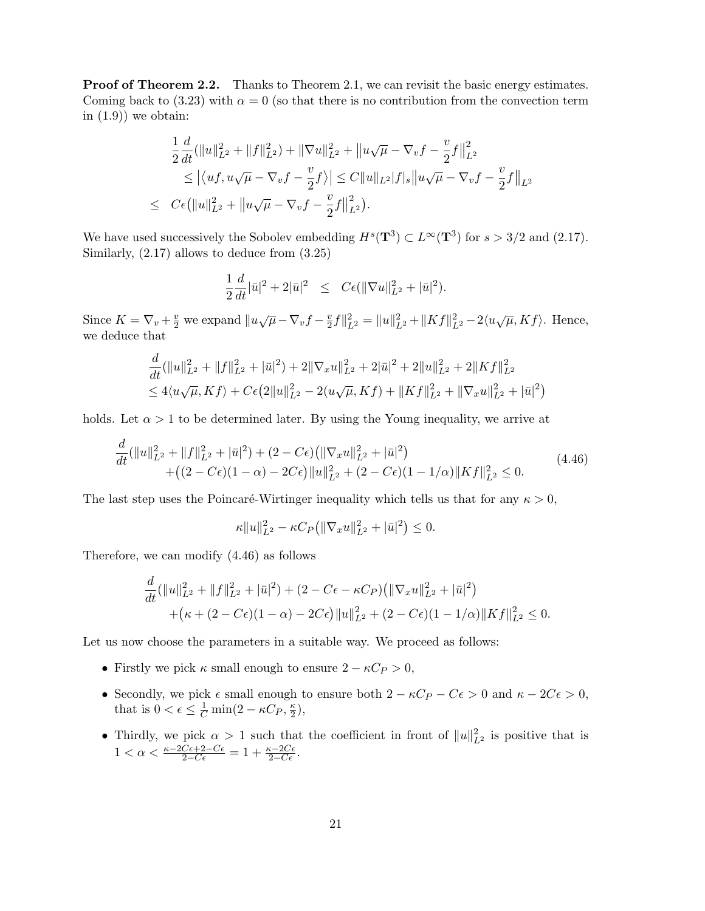**Proof of Theorem 2.2.** Thanks to Theorem 2.1, we can revisit the basic energy estimates. Coming back to (3.23) with $\alpha = 0$ (so that there is no contribution from the convection term in (1.9)) we obtain:

$$
\begin{aligned}
&\frac{1}{2}\frac{d}{dt}(\|u\|_{L^2}^2 + \|f\|_{L^2}^2) + \|\nabla u\|_{L^2}^2 + \big\|u\sqrt{\mu} - \nabla_v f - \frac{v}{2}f\big\|_{L^2}^2 \\
&\quad \le \big|\big\langle uf, u\sqrt{\mu} - \nabla_v f - \frac{v}{2}f\big\rangle\big| \le C\|u\|_{L^2}|f|_s\big\|u\sqrt{\mu} - \nabla_v f - \frac{v}{2}f\big\|_{L^2} \\
\le\ & C\epsilon\big(\|u\|_{L^2}^2 + \big\|u\sqrt{\mu} - \nabla_v f - \frac{v}{2}f\big\|_{L^2}^2\big).
\end{aligned}
$$

We have used successively the Sobolev embedding $H^s(\mathbf{T}^3) \subset L^\infty(\mathbf{T}^3)$ for $s > 3/2$ and (2.17). Similarly, (2.17) allows to deduce from (3.25)

$$
\frac{1}{2}\frac{d}{dt}|\bar{u}|^2 + 2|\bar{u}|^2 \quad \le \quad C\epsilon(\|\nabla u\|_{L^2}^2 + |\bar{u}|^2).
$$

Since $K = \nabla_v + \frac{v}{2}$ we expand $\|u\sqrt{\mu} - \nabla_v f - \frac{v}{2}f\|_{L^2}^2 = \|u\|_{L^2}^2 + \|Kf\|_{L^2}^2 - 2\langle u\sqrt{\mu}, Kf\rangle$. Hence, we deduce that

$$
\begin{aligned}
&\frac{d}{dt}(\|u\|_{L^2}^2 + \|f\|_{L^2}^2 + |\bar{u}|^2) + 2\|\nabla_x u\|_{L^2}^2 + 2|\bar{u}|^2 + 2\|u\|_{L^2}^2 + 2\|Kf\|_{L^2}^2 \\
&\le 4\langle u\sqrt{\mu}, Kf\rangle + C\epsilon\big(2\|u\|_{L^2}^2 - 2(u\sqrt{\mu}, Kf) + \|Kf\|_{L^2}^2 + \|\nabla_x u\|_{L^2}^2 + |\bar{u}|^2\big)
\end{aligned}
$$

holds. Let $\alpha > 1$ to be determined later. By using the Young inequality, we arrive at

$$
\begin{aligned}
&\frac{d}{dt}(\|u\|_{L^2}^2 + \|f\|_{L^2}^2 + |\bar{u}|^2) + (2 - C\epsilon)\big(\|\nabla_x u\|_{L^2}^2 + |\bar{u}|^2\big) \\
&\quad + \big((2 - C\epsilon)(1 - \alpha) - 2C\epsilon\big)\|u\|_{L^2}^2 + (2 - C\epsilon)(1 - 1/\alpha)\|Kf\|_{L^2}^2 \le 0.
\end{aligned} \tag{4.46}
$$

The last step uses the Poincaré-Wirtinger inequality which tells us that for any $\kappa > 0$,

$$
\kappa\|u\|_{L^2}^2 - \kappa C_P\big(\|\nabla_x u\|_{L^2}^2 + |\bar{u}|^2\big) \le 0.
$$

Therefore, we can modify (4.46) as follows

$$
\begin{aligned}
&\frac{d}{dt}(\|u\|_{L^2}^2 + \|f\|_{L^2}^2 + |\bar{u}|^2) + (2 - C\epsilon - \kappa C_P)\big(\|\nabla_x u\|_{L^2}^2 + |\bar{u}|^2\big) \\
&\quad + \big(\kappa + (2 - C\epsilon)(1 - \alpha) - 2C\epsilon\big)\|u\|_{L^2}^2 + (2 - C\epsilon)(1 - 1/\alpha)\|Kf\|_{L^2}^2 \le 0.
\end{aligned}
$$

Let us now choose the parameters in a suitable way. We proceed as follows:

- Firstly we pick $\kappa$ small enough to ensure $2 - \kappa C_P > 0$,
- Secondly, we pick $\epsilon$ small enough to ensure both $2 - \kappa C_P - C\epsilon > 0$ and $\kappa - 2C\epsilon > 0$, that is $0 < \epsilon \le \frac{1}{C}\min(2 - \kappa C_P, \frac{\kappa}{2})$,
- Thirdly, we pick $\alpha > 1$ such that the coefficient in front of $\|u\|_{L^2}^2$ is positive that is $1 < \alpha < \frac{\kappa - 2C\epsilon + 2 - C\epsilon}{2 - C\epsilon} = 1 + \frac{\kappa - 2C\epsilon}{2 - C\epsilon}$.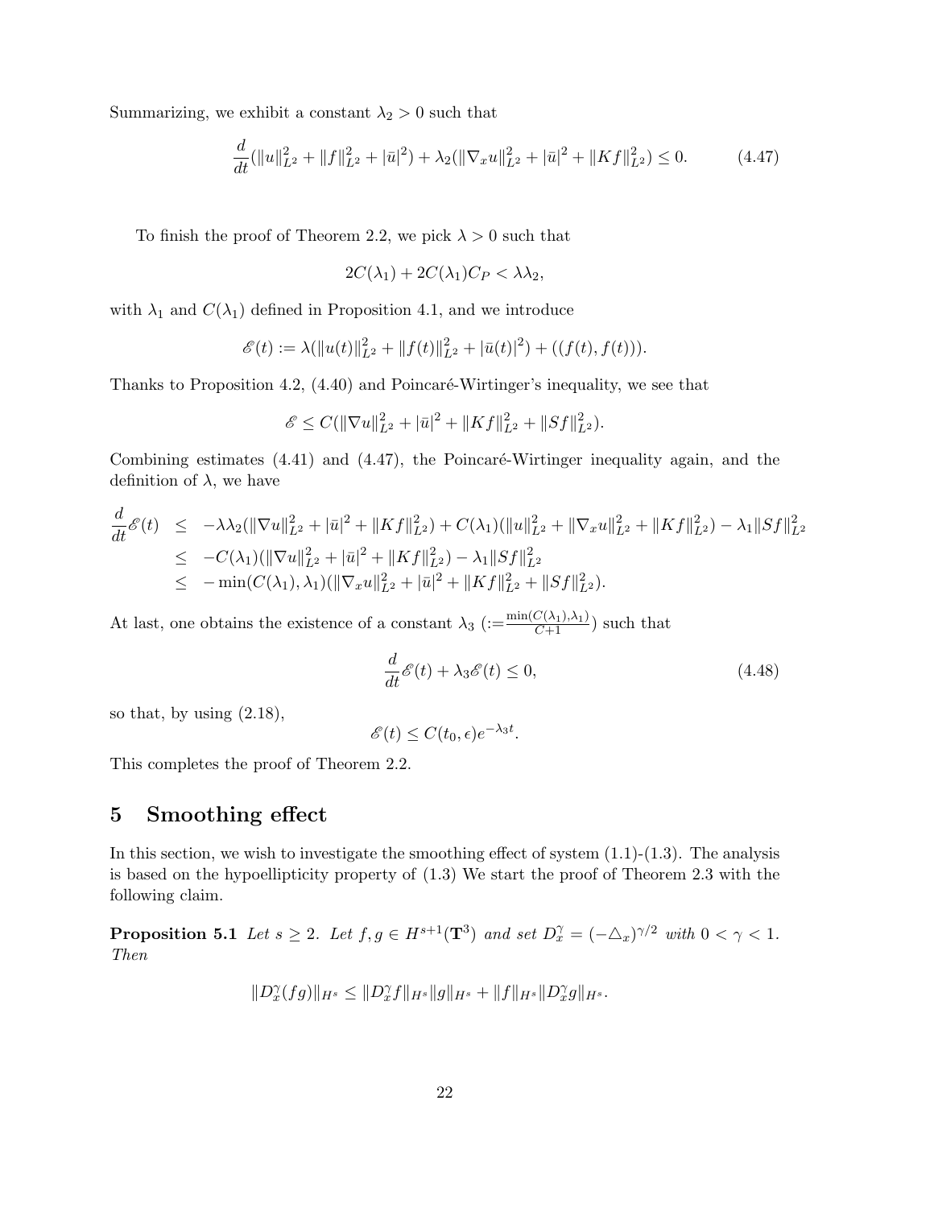Summarizing, we exhibit a constant $\lambda_2 > 0$ such that

$$\frac{d}{dt}(\|u\|_{L^2}^2 + \|f\|_{L^2}^2 + |\bar{u}|^2) + \lambda_2(\|\nabla_x u\|_{L^2}^2 + |\bar{u}|^2 + \|Kf\|_{L^2}^2) \leq 0. \tag{4.47}$$

To finish the proof of Theorem 2.2, we pick $\lambda > 0$ such that

$$2C(\lambda_1) + 2C(\lambda_1)C_P < \lambda\lambda_2,$$

with $\lambda_1$ and $C(\lambda_1)$ defined in Proposition 4.1, and we introduce

$$\mathscr{E}(t) := \lambda(\|u(t)\|_{L^2}^2 + \|f(t)\|_{L^2}^2 + |\bar{u}(t)|^2) + ((f(t), f(t))).$$

Thanks to Proposition 4.2, (4.40) and Poincaré-Wirtinger's inequality, we see that

$$\mathscr{E} \leq C(\|\nabla u\|_{L^2}^2 + |\bar{u}|^2 + \|Kf\|_{L^2}^2 + \|Sf\|_{L^2}^2).$$

Combining estimates (4.41) and (4.47), the Poincaré-Wirtinger inequality again, and the definition of $\lambda$, we have

$$\begin{aligned}
\frac{d}{dt}\mathscr{E}(t) &\leq -\lambda\lambda_2(\|\nabla u\|_{L^2}^2 + |\bar{u}|^2 + \|Kf\|_{L^2}^2) + C(\lambda_1)(\|u\|_{L^2}^2 + \|\nabla_x u\|_{L^2}^2 + \|Kf\|_{L^2}^2) - \lambda_1\|Sf\|_{L^2}^2 \\
&\leq -C(\lambda_1)(\|\nabla u\|_{L^2}^2 + |\bar{u}|^2 + \|Kf\|_{L^2}^2) - \lambda_1\|Sf\|_{L^2}^2 \\
&\leq -\min(C(\lambda_1), \lambda_1)(\|\nabla_x u\|_{L^2}^2 + |\bar{u}|^2 + \|Kf\|_{L^2}^2 + \|Sf\|_{L^2}^2).
\end{aligned}$$

At last, one obtains the existence of a constant $\lambda_3$ ($:= \frac{\min(C(\lambda_1),\lambda_1)}{C+1}$) such that

$$\frac{d}{dt}\mathscr{E}(t) + \lambda_3\mathscr{E}(t) \leq 0, \tag{4.48}$$

so that, by using (2.18),

$$\mathscr{E}(t) \leq C(t_0, \epsilon)e^{-\lambda_3 t}.$$

This completes the proof of Theorem 2.2.

# 5 Smoothing effect

In this section, we wish to investigate the smoothing effect of system (1.1)-(1.3). The analysis is based on the hypoellipticity property of (1.3) We start the proof of Theorem 2.3 with the following claim.

**Proposition 5.1** *Let $s \geq 2$. Let $f, g \in H^{s+1}(\mathbf{T}^3)$ and set $D_x^\gamma = (-\triangle_x)^{\gamma/2}$ with $0 < \gamma < 1$. Then*

$$\|D_x^\gamma(fg)\|_{H^s} \leq \|D_x^\gamma f\|_{H^s}\|g\|_{H^s} + \|f\|_{H^s}\|D_x^\gamma g\|_{H^s}.$$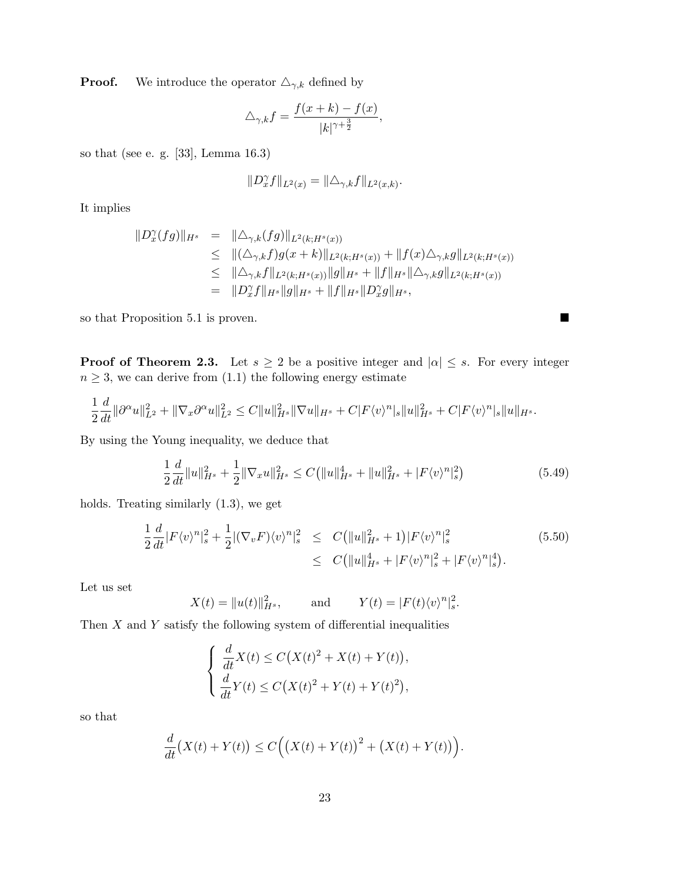**Proof.** We introduce the operator $\triangle_{\gamma,k}$ defined by

$$\triangle_{\gamma,k} f = \frac{f(x+k) - f(x)}{|k|^{\gamma+\frac{3}{2}}},$$

so that (see e. g. [33], Lemma 16.3)

$$\|D_x^\gamma f\|_{L^2(x)} = \|\triangle_{\gamma,k} f\|_{L^2(x,k)}.$$

It implies

$$\begin{aligned}
\|D_x^\gamma (fg)\|_{H^s} &= \|\triangle_{\gamma,k}(fg)\|_{L^2(k;H^s(x))} \\
&\leq \|(\triangle_{\gamma,k} f) g(x+k)\|_{L^2(k;H^s(x))} + \|f(x) \triangle_{\gamma,k} g\|_{L^2(k;H^s(x))} \\
&\leq \|\triangle_{\gamma,k} f\|_{L^2(k;H^s(x))} \|g\|_{H^s} + \|f\|_{H^s} \|\triangle_{\gamma,k} g\|_{L^2(k;H^s(x))} \\
&= \|D_x^\gamma f\|_{H^s} \|g\|_{H^s} + \|f\|_{H^s} \|D_x^\gamma g\|_{H^s},
\end{aligned}$$

so that Proposition 5.1 is proven. ■

**Proof of Theorem 2.3.** Let $s \geq 2$ be a positive integer and $|\alpha| \leq s$. For every integer $n \geq 3$, we can derive from (1.1) the following energy estimate

$$\frac{1}{2}\frac{d}{dt}\|\partial^\alpha u\|_{L^2}^2 + \|\nabla_x \partial^\alpha u\|_{L^2}^2 \leq C\|u\|_{H^s}^2 \|\nabla u\|_{H^s} + C|F\langle v\rangle^n|_s \|u\|_{H^s}^2 + C|F\langle v\rangle^n|_s \|u\|_{H^s}.$$

By using the Young inequality, we deduce that

$$\frac{1}{2}\frac{d}{dt}\|u\|_{H^s}^2 + \frac{1}{2}\|\nabla_x u\|_{H^s}^2 \leq C\big(\|u\|_{H^s}^4 + \|u\|_{H^s}^2 + |F\langle v\rangle^n|_s^2\big) \tag{5.49}$$

holds. Treating similarly (1.3), we get

$$\begin{aligned}
\frac{1}{2}\frac{d}{dt}|F\langle v\rangle^n|_s^2 + \frac{1}{2}|(\nabla_v F)\langle v\rangle^n|_s^2 &\leq C\big(\|u\|_{H^s}^2 + 1\big)|F\langle v\rangle^n|_s^2 \\
&\leq C\big(\|u\|_{H^s}^4 + |F\langle v\rangle^n|_s^2 + |F\langle v\rangle^n|_s^4\big).
\end{aligned} \tag{5.50}$$

Let us set

$$X(t) = \|u(t)\|_{H^s}^2, \qquad \text{and} \qquad Y(t) = |F(t)\langle v\rangle^n|_s^2.$$

Then $X$ and $Y$ satisfy the following system of differential inequalities

$$\begin{cases}
\dfrac{d}{dt}X(t) \leq C\big(X(t)^2 + X(t) + Y(t)\big), \\
\dfrac{d}{dt}Y(t) \leq C\big(X(t)^2 + Y(t) + Y(t)^2\big),
\end{cases}$$

so that

$$\frac{d}{dt}\big(X(t) + Y(t)\big) \leq C\Big(\big(X(t) + Y(t)\big)^2 + \big(X(t) + Y(t)\big)\Big).$$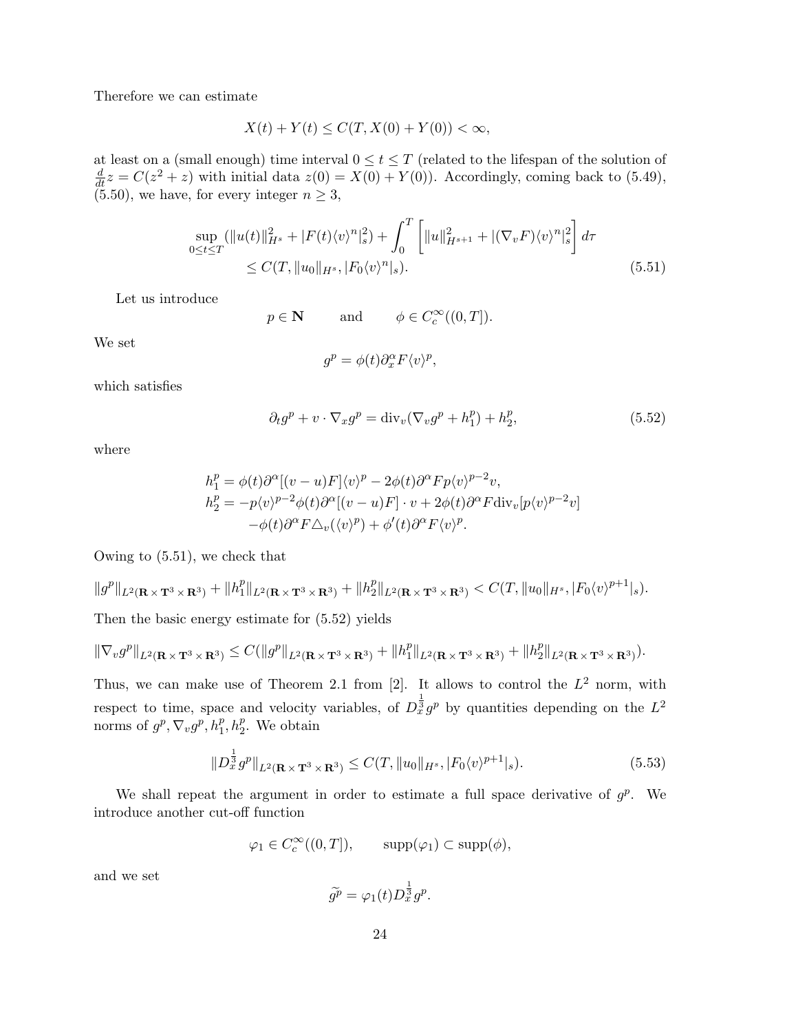Therefore we can estimate

$$X(t) + Y(t) \le C(T, X(0) + Y(0)) < \infty,$$

at least on a (small enough) time interval $0 \le t \le T$ (related to the lifespan of the solution of $\frac{d}{dt}z = C(z^2 + z)$ with initial data $z(0) = X(0) + Y(0)$). Accordingly, coming back to (5.49), (5.50), we have, for every integer $n \ge 3$,

$$\sup_{0\le t\le T} (\|u(t)\|_{H^s}^2 + |F(t)\langle v\rangle^n|_s^2) + \int_0^T \left[\|u\|_{H^{s+1}}^2 + |(\nabla_v F)\langle v\rangle^n|_s^2\right] d\tau \le C(T, \|u_0\|_{H^s}, |F_0\langle v\rangle^n|_s). \tag{5.51}$$

Let us introduce

$$p \in \mathbf{N} \qquad \text{and} \qquad \phi \in C_c^\infty((0,T]).$$

We set

$$g^p = \phi(t)\partial_x^\alpha F\langle v\rangle^p,$$

which satisfies

$$\partial_t g^p + v\cdot\nabla_x g^p = \mathrm{div}_v(\nabla_v g^p + h_1^p) + h_2^p, \tag{5.52}$$

where

$$\begin{aligned}
h_1^p &= \phi(t)\partial^\alpha[(v-u)F]\langle v\rangle^p - 2\phi(t)\partial^\alpha F p\langle v\rangle^{p-2}v,\\
h_2^p &= -p\langle v\rangle^{p-2}\phi(t)\partial^\alpha[(v-u)F]\cdot v + 2\phi(t)\partial^\alpha F \mathrm{div}_v[p\langle v\rangle^{p-2}v]\\
&\quad -\phi(t)\partial^\alpha F \triangle_v(\langle v\rangle^p) + \phi'(t)\partial^\alpha F\langle v\rangle^p.
\end{aligned}$$

Owing to (5.51), we check that

$$\|g^p\|_{L^2(\mathbf{R}\times\mathbf{T}^3\times\mathbf{R}^3)} + \|h_1^p\|_{L^2(\mathbf{R}\times\mathbf{T}^3\times\mathbf{R}^3)} + \|h_2^p\|_{L^2(\mathbf{R}\times\mathbf{T}^3\times\mathbf{R}^3)} < C(T, \|u_0\|_{H^s}, |F_0\langle v\rangle^{p+1}|_s).$$

Then the basic energy estimate for (5.52) yields

$$\|\nabla_v g^p\|_{L^2(\mathbf{R}\times\mathbf{T}^3\times\mathbf{R}^3)} \le C(\|g^p\|_{L^2(\mathbf{R}\times\mathbf{T}^3\times\mathbf{R}^3)} + \|h_1^p\|_{L^2(\mathbf{R}\times\mathbf{T}^3\times\mathbf{R}^3)} + \|h_2^p\|_{L^2(\mathbf{R}\times\mathbf{T}^3\times\mathbf{R}^3)}).$$

Thus, we can make use of Theorem 2.1 from [2]. It allows to control the $L^2$ norm, with respect to time, space and velocity variables, of $D_x^{\frac{1}{3}}g^p$ by quantities depending on the $L^2$ norms of $g^p, \nabla_v g^p, h_1^p, h_2^p$. We obtain

$$\|D_x^{\frac{1}{3}}g^p\|_{L^2(\mathbf{R}\times\mathbf{T}^3\times\mathbf{R}^3)} \le C(T, \|u_0\|_{H^s}, |F_0\langle v\rangle^{p+1}|_s). \tag{5.53}$$

We shall repeat the argument in order to estimate a full space derivative of $g^p$. We introduce another cut-off function

$$\varphi_1 \in C_c^\infty((0,T]), \qquad \mathrm{supp}(\varphi_1) \subset \mathrm{supp}(\phi),$$

and we set

$$\widetilde{g^p} = \varphi_1(t)D_x^{\frac{1}{3}}g^p.$$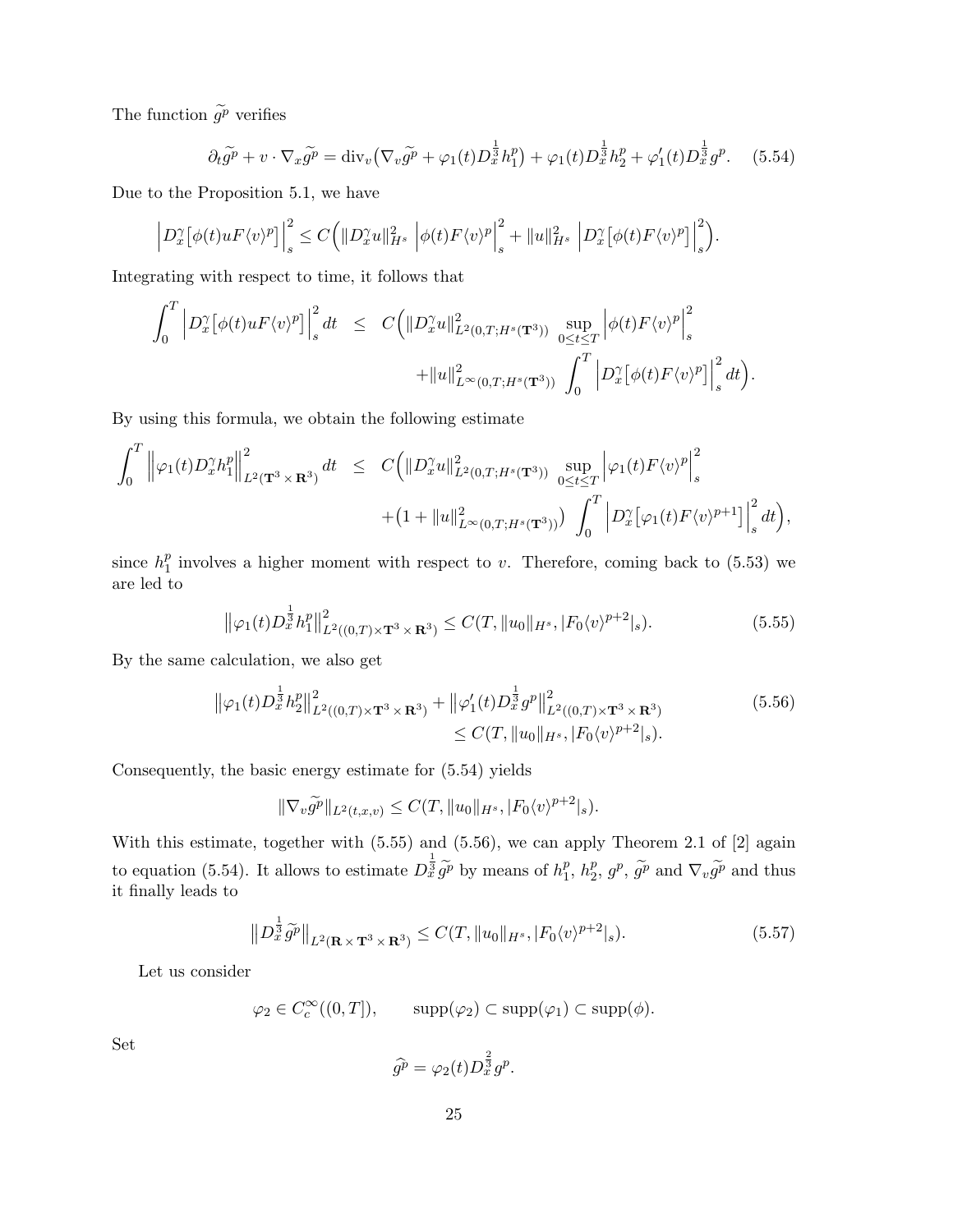The function $\widetilde{g^p}$ verifies

$$\partial_t \widetilde{g^p} + v\cdot\nabla_x \widetilde{g^p} = \mathrm{div}_v\big(\nabla_v \widetilde{g^p} + \varphi_1(t) D_x^{\frac{1}{3}} h_1^p\big) + \varphi_1(t) D_x^{\frac{1}{3}} h_2^p + \varphi_1'(t) D_x^{\frac{1}{3}} g^p. \tag{5.54}$$

Due to the Proposition 5.1, we have

$$\Big|D_x^\gamma\big[\phi(t) u F\langle v\rangle^p\big]\Big|_s^2 \le C\Big(\|D_x^\gamma u\|_{H^s}^2\ \Big|\phi(t) F\langle v\rangle^p\Big|_s^2 + \|u\|_{H^s}^2\ \Big|D_x^\gamma\big[\phi(t)F\langle v\rangle^p\big]\Big|_s^2\Big).$$

Integrating with respect to time, it follows that

$$\begin{aligned}\int_0^T \Big|D_x^\gamma\big[\phi(t) u F\langle v\rangle^p\big]\Big|_s^2 dt \ &\le\ C\Big(\|D_x^\gamma u\|_{L^2(0,T;H^s(\mathbf{T}^3))}^2 \sup_{0\le t\le T}\Big|\phi(t)F\langle v\rangle^p\Big|_s^2 \\ &\qquad + \|u\|_{L^\infty(0,T;H^s(\mathbf{T}^3))}^2 \int_0^T \Big|D_x^\gamma\big[\phi(t)F\langle v\rangle^p\big]\Big|_s^2 dt\Big).\end{aligned}$$

By using this formula, we obtain the following estimate

$$\begin{aligned}\int_0^T \Big\|\varphi_1(t) D_x^\gamma h_1^p\Big\|_{L^2(\mathbf{T}^3\times\mathbf{R}^3)}^2 dt \ &\le\ C\Big(\|D_x^\gamma u\|_{L^2(0,T;H^s(\mathbf{T}^3))}^2 \sup_{0\le t\le T}\Big|\varphi_1(t)F\langle v\rangle^p\Big|_s^2 \\ &\qquad + \big(1+\|u\|_{L^\infty(0,T;H^s(\mathbf{T}^3))}^2\big) \int_0^T \Big|D_x^\gamma\big[\varphi_1(t)F\langle v\rangle^{p+1}\big]\Big|_s^2 dt\Big),\end{aligned}$$

since $h_1^p$ involves a higher moment with respect to $v$. Therefore, coming back to (5.53) we are led to

$$\big\|\varphi_1(t) D_x^{\frac{1}{3}} h_1^p\big\|_{L^2((0,T)\times\mathbf{T}^3\times\mathbf{R}^3)}^2 \le C(T, \|u_0\|_{H^s}, |F_0\langle v\rangle^{p+2}|_s). \tag{5.55}$$

By the same calculation, we also get

$$\begin{aligned}\big\|\varphi_1(t) D_x^{\frac{1}{3}} h_2^p\big\|_{L^2((0,T)\times\mathbf{T}^3\times\mathbf{R}^3)}^2 + \big\|\varphi_1'(t) D_x^{\frac{1}{3}} g^p\big\|_{L^2((0,T)\times\mathbf{T}^3\times\mathbf{R}^3)}^2 \\ \le C(T, \|u_0\|_{H^s}, |F_0\langle v\rangle^{p+2}|_s).\end{aligned} \tag{5.56}$$

Consequently, the basic energy estimate for (5.54) yields

$$\|\nabla_v \widetilde{g^p}\|_{L^2(t,x,v)} \le C(T, \|u_0\|_{H^s}, |F_0\langle v\rangle^{p+2}|_s).$$

With this estimate, together with (5.55) and (5.56), we can apply Theorem 2.1 of [2] again to equation (5.54). It allows to estimate $D_x^{\frac{1}{3}}\widetilde{g^p}$ by means of $h_1^p$, $h_2^p$, $g^p$, $\widetilde{g^p}$ and $\nabla_v \widetilde{g^p}$ and thus it finally leads to

$$\big\|D_x^{\frac{1}{3}}\widetilde{g^p}\big\|_{L^2(\mathbf{R}\times\mathbf{T}^3\times\mathbf{R}^3)} \le C(T, \|u_0\|_{H^s}, |F_0\langle v\rangle^{p+2}|_s). \tag{5.57}$$

Let us consider

$$\varphi_2 \in C_c^\infty((0,T]), \qquad \mathrm{supp}(\varphi_2)\subset \mathrm{supp}(\varphi_1)\subset\mathrm{supp}(\phi).$$

Set

$$\widehat{g^p} = \varphi_2(t) D_x^{\frac{2}{3}} g^p.$$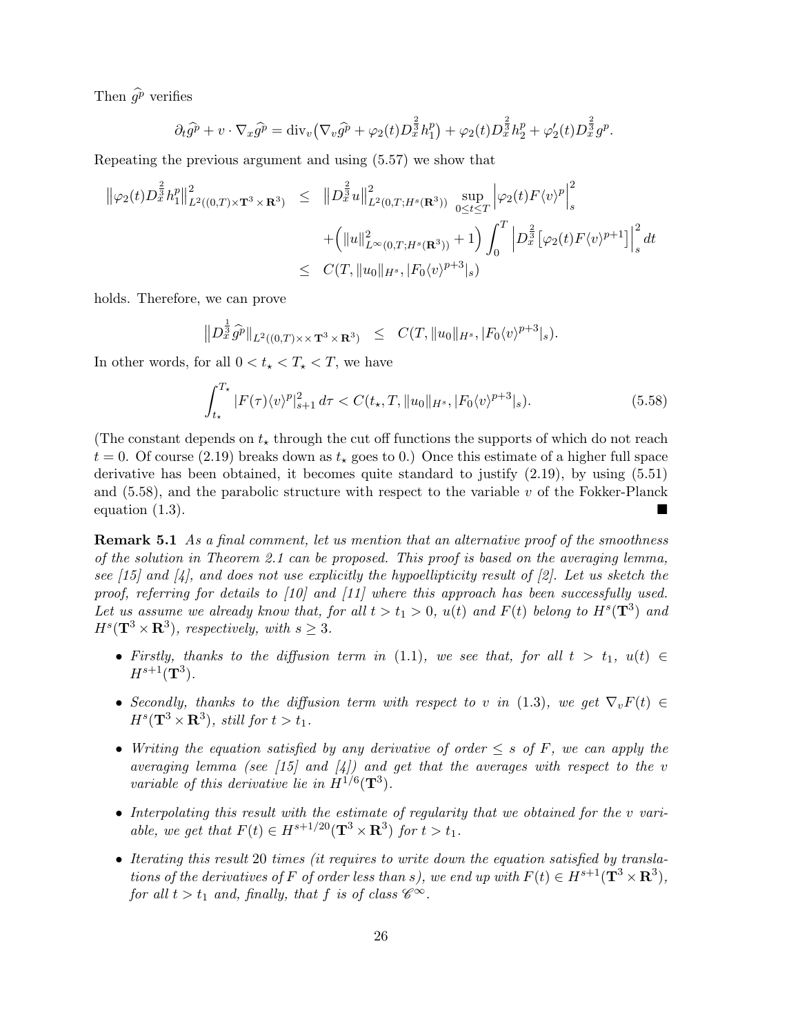Then $\widehat{g^p}$ verifies

$$\partial_t \widehat{g^p} + v \cdot \nabla_x \widehat{g^p} = \mathrm{div}_v\big(\nabla_v \widehat{g^p} + \varphi_2(t) D_x^{\frac{2}{3}} h_1^p\big) + \varphi_2(t) D_x^{\frac{2}{3}} h_2^p + \varphi_2'(t) D_x^{\frac{2}{3}} g^p.$$

Repeating the previous argument and using (5.57) we show that

$$\begin{aligned}
\big\|\varphi_2(t) D_x^{\frac{2}{3}} h_1^p\big\|^2_{L^2((0,T)\times \mathbf{T}^3\times\mathbf{R}^3)} &\leq \big\|D_x^{\frac{2}{3}} u\big\|^2_{L^2(0,T;H^s(\mathbf{R}^3))} \sup_{0\leq t\leq T} \Big|\varphi_2(t) F \langle v\rangle^p\Big|^2_s \\
&\quad + \Big(\|u\|^2_{L^\infty(0,T;H^s(\mathbf{R}^3))} + 1\Big) \int_0^T \Big| D_x^{\frac{2}{3}}\big[\varphi_2(t) F\langle v\rangle^{p+1}\big]\Big|^2_s dt \\
&\leq C(T, \|u_0\|_{H^s}, |F_0\langle v\rangle^{p+3}|_s)
\end{aligned}$$

holds. Therefore, we can prove

$$\big\|D_x^{\frac{1}{3}} \widehat{g^p}\|_{L^2((0,T)\times\times\, \mathbf{T}^3\times\mathbf{R}^3)} \leq C(T, \|u_0\|_{H^s}, |F_0\langle v\rangle^{p+3}|_s).$$

In other words, for all $0 < t_\star < T_\star < T$, we have

$$\int_{t_\star}^{T_\star} |F(\tau)\langle v\rangle^p|^2_{s+1}\, d\tau < C(t_\star, T, \|u_0\|_{H^s}, |F_0\langle v\rangle^{p+3}|_s). \tag{5.58}$$

(The constant depends on $t_\star$ through the cut off functions the supports of which do not reach $t = 0$. Of course (2.19) breaks down as $t_\star$ goes to 0.) Once this estimate of a higher full space derivative has been obtained, it becomes quite standard to justify (2.19), by using (5.51) and (5.58), and the parabolic structure with respect to the variable $v$ of the Fokker-Planck equation (1.3). ■

**Remark 5.1** *As a final comment, let us mention that an alternative proof of the smoothness of the solution in Theorem 2.1 can be proposed. This proof is based on the averaging lemma, see [15] and [4], and does not use explicitly the hypoellipticity result of [2]. Let us sketch the proof, referring for details to [10] and [11] where this approach has been successfully used. Let us assume we already know that, for all $t > t_1 > 0$, $u(t)$ and $F(t)$ belong to $H^s(\mathbf{T}^3)$ and $H^s(\mathbf{T}^3\times\mathbf{R}^3)$, respectively, with $s \geq 3$.*

- *Firstly, thanks to the diffusion term in (1.1), we see that, for all $t > t_1$, $u(t) \in H^{s+1}(\mathbf{T}^3)$.*
- *Secondly, thanks to the diffusion term with respect to $v$ in (1.3), we get $\nabla_v F(t) \in H^s(\mathbf{T}^3\times\mathbf{R}^3)$, still for $t > t_1$.*
- *Writing the equation satisfied by any derivative of order $\leq s$ of $F$, we can apply the averaging lemma (see [15] and [4]) and get that the averages with respect to the $v$ variable of this derivative lie in $H^{1/6}(\mathbf{T}^3)$.*
- *Interpolating this result with the estimate of regularity that we obtained for the $v$ variable, we get that $F(t) \in H^{s+1/20}(\mathbf{T}^3\times\mathbf{R}^3)$ for $t > t_1$.*
- *Iterating this result 20 times (it requires to write down the equation satisfied by translations of the derivatives of $F$ of order less than $s$), we end up with $F(t) \in H^{s+1}(\mathbf{T}^3\times\mathbf{R}^3)$, for all $t > t_1$ and, finally, that $f$ is of class $\mathscr{C}^\infty$.*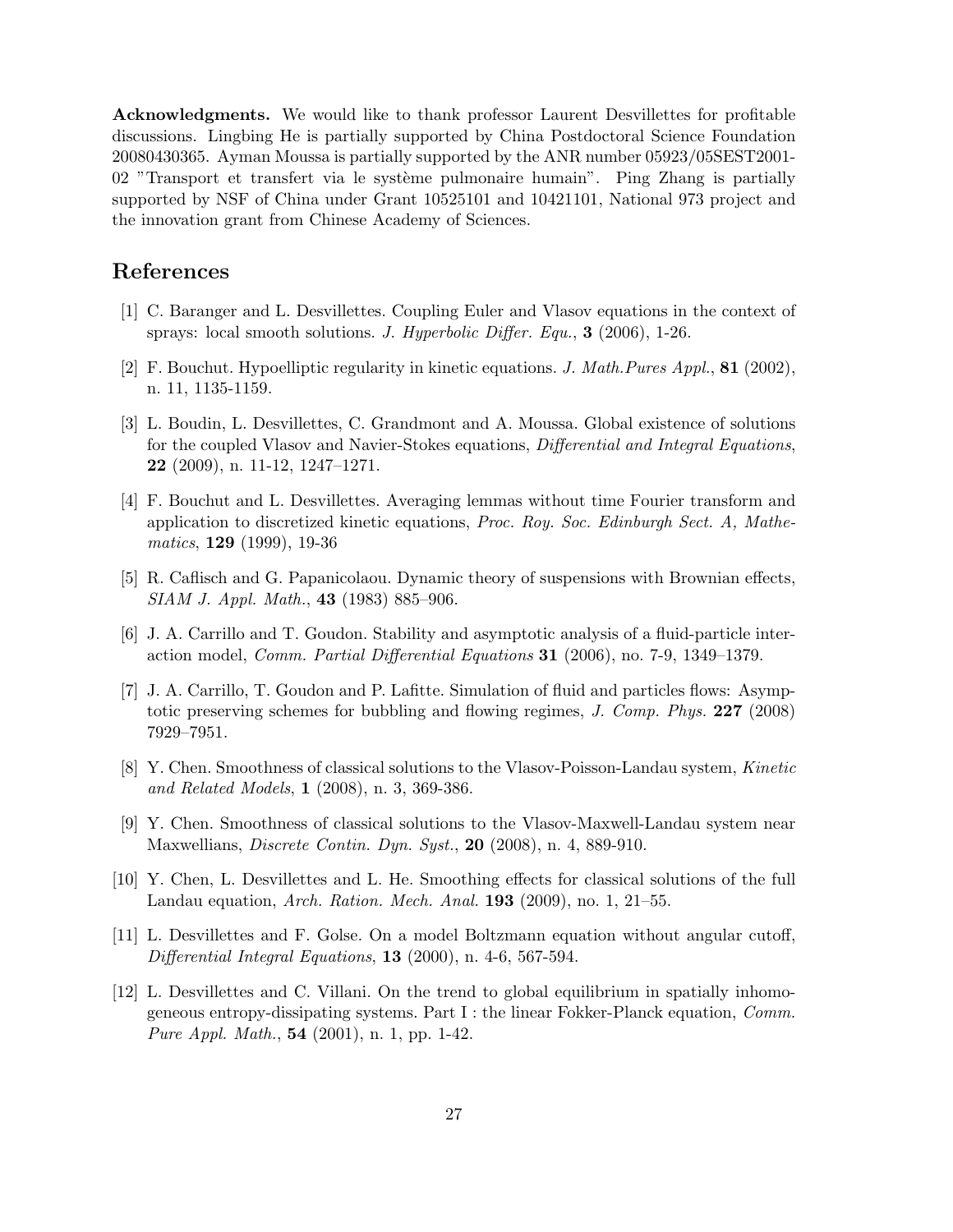**Acknowledgments.** We would like to thank professor Laurent Desvillettes for profitable discussions. Lingbing He is partially supported by China Postdoctoral Science Foundation 20080430365. Ayman Moussa is partially supported by the ANR number 05923/05SEST2001-02 "Transport et transfert via le système pulmonaire humain". Ping Zhang is partially supported by NSF of China under Grant 10525101 and 10421101, National 973 project and the innovation grant from Chinese Academy of Sciences.

# References

[1] C. Baranger and L. Desvillettes. Coupling Euler and Vlasov equations in the context of sprays: local smooth solutions. *J. Hyperbolic Differ. Equ.*, **3** (2006), 1-26.

[2] F. Bouchut. Hypoelliptic regularity in kinetic equations. *J. Math.Pures Appl.*, **81** (2002), n. 11, 1135-1159.

[3] L. Boudin, L. Desvillettes, C. Grandmont and A. Moussa. Global existence of solutions for the coupled Vlasov and Navier-Stokes equations, *Differential and Integral Equations*, **22** (2009), n. 11-12, 1247–1271.

[4] F. Bouchut and L. Desvillettes. Averaging lemmas without time Fourier transform and application to discretized kinetic equations, *Proc. Roy. Soc. Edinburgh Sect. A, Mathematics*, **129** (1999), 19-36

[5] R. Caflisch and G. Papanicolaou. Dynamic theory of suspensions with Brownian effects, *SIAM J. Appl. Math.*, **43** (1983) 885–906.

[6] J. A. Carrillo and T. Goudon. Stability and asymptotic analysis of a fluid-particle interaction model, *Comm. Partial Differential Equations* **31** (2006), no. 7-9, 1349–1379.

[7] J. A. Carrillo, T. Goudon and P. Lafitte. Simulation of fluid and particles flows: Asymptotic preserving schemes for bubbling and flowing regimes, *J. Comp. Phys.* **227** (2008) 7929–7951.

[8] Y. Chen. Smoothness of classical solutions to the Vlasov-Poisson-Landau system, *Kinetic and Related Models*, **1** (2008), n. 3, 369-386.

[9] Y. Chen. Smoothness of classical solutions to the Vlasov-Maxwell-Landau system near Maxwellians, *Discrete Contin. Dyn. Syst.*, **20** (2008), n. 4, 889-910.

[10] Y. Chen, L. Desvillettes and L. He. Smoothing effects for classical solutions of the full Landau equation, *Arch. Ration. Mech. Anal.* **193** (2009), no. 1, 21–55.

[11] L. Desvillettes and F. Golse. On a model Boltzmann equation without angular cutoff, *Differential Integral Equations*, **13** (2000), n. 4-6, 567-594.

[12] L. Desvillettes and C. Villani. On the trend to global equilibrium in spatially inhomogeneous entropy-dissipating systems. Part I : the linear Fokker-Planck equation, *Comm. Pure Appl. Math.*, **54** (2001), n. 1, pp. 1-42.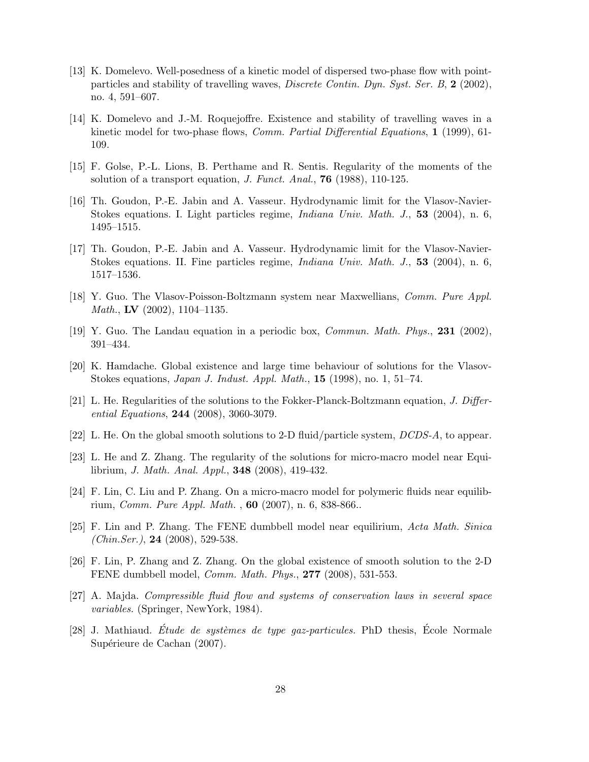[13] K. Domelevo. Well-posedness of a kinetic model of dispersed two-phase flow with point-particles and stability of travelling waves, *Discrete Contin. Dyn. Syst. Ser. B*, **2** (2002), no. 4, 591–607.

[14] K. Domelevo and J.-M. Roquejoffre. Existence and stability of travelling waves in a kinetic model for two-phase flows, *Comm. Partial Differential Equations*, **1** (1999), 61-109.

[15] F. Golse, P.-L. Lions, B. Perthame and R. Sentis. Regularity of the moments of the solution of a transport equation, *J. Funct. Anal.*, **76** (1988), 110-125.

[16] Th. Goudon, P.-E. Jabin and A. Vasseur. Hydrodynamic limit for the Vlasov-Navier-Stokes equations. I. Light particles regime, *Indiana Univ. Math. J.*, **53** (2004), n. 6, 1495–1515.

[17] Th. Goudon, P.-E. Jabin and A. Vasseur. Hydrodynamic limit for the Vlasov-Navier-Stokes equations. II. Fine particles regime, *Indiana Univ. Math. J.*, **53** (2004), n. 6, 1517–1536.

[18] Y. Guo. The Vlasov-Poisson-Boltzmann system near Maxwellians, *Comm. Pure Appl. Math.*, **LV** (2002), 1104–1135.

[19] Y. Guo. The Landau equation in a periodic box, *Commun. Math. Phys.*, **231** (2002), 391–434.

[20] K. Hamdache. Global existence and large time behaviour of solutions for the Vlasov-Stokes equations, *Japan J. Indust. Appl. Math.*, **15** (1998), no. 1, 51–74.

[21] L. He. Regularities of the solutions to the Fokker-Planck-Boltzmann equation, *J. Differential Equations*, **244** (2008), 3060-3079.

[22] L. He. On the global smooth solutions to 2-D fluid/particle system, *DCDS-A*, to appear.

[23] L. He and Z. Zhang. The regularity of the solutions for micro-macro model near Equilibrium, *J. Math. Anal. Appl.*, **348** (2008), 419-432.

[24] F. Lin, C. Liu and P. Zhang. On a micro-macro model for polymeric fluids near equilibrium, *Comm. Pure Appl. Math.* , **60** (2007), n. 6, 838-866..

[25] F. Lin and P. Zhang. The FENE dumbbell model near equilirium, *Acta Math. Sinica (Chin.Ser.)*, **24** (2008), 529-538.

[26] F. Lin, P. Zhang and Z. Zhang. On the global existence of smooth solution to the 2-D FENE dumbbell model, *Comm. Math. Phys.*, **277** (2008), 531-553.

[27] A. Majda. *Compressible fluid flow and systems of conservation laws in several space variables.* (Springer, NewYork, 1984).

[28] J. Mathiaud. *Étude de systèmes de type gaz-particules.* PhD thesis, École Normale Supérieure de Cachan (2007).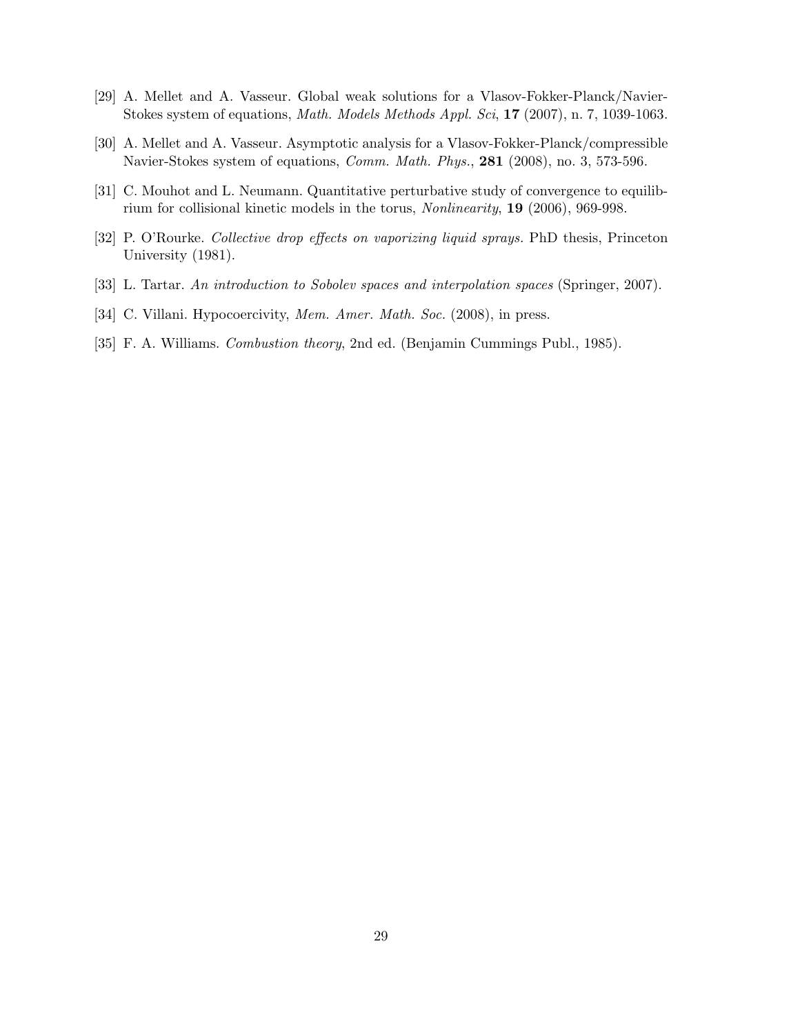[29] A. Mellet and A. Vasseur. Global weak solutions for a Vlasov-Fokker-Planck/Navier-Stokes system of equations, *Math. Models Methods Appl. Sci*, **17** (2007), n. 7, 1039-1063.

[30] A. Mellet and A. Vasseur. Asymptotic analysis for a Vlasov-Fokker-Planck/compressible Navier-Stokes system of equations, *Comm. Math. Phys.*, **281** (2008), no. 3, 573-596.

[31] C. Mouhot and L. Neumann. Quantitative perturbative study of convergence to equilibrium for collisional kinetic models in the torus, *Nonlinearity*, **19** (2006), 969-998.

[32] P. O'Rourke. *Collective drop effects on vaporizing liquid sprays.* PhD thesis, Princeton University (1981).

[33] L. Tartar. *An introduction to Sobolev spaces and interpolation spaces* (Springer, 2007).

[34] C. Villani. Hypocoercivity, *Mem. Amer. Math. Soc.* (2008), in press.

[35] F. A. Williams. *Combustion theory*, 2nd ed. (Benjamin Cummings Publ., 1985).